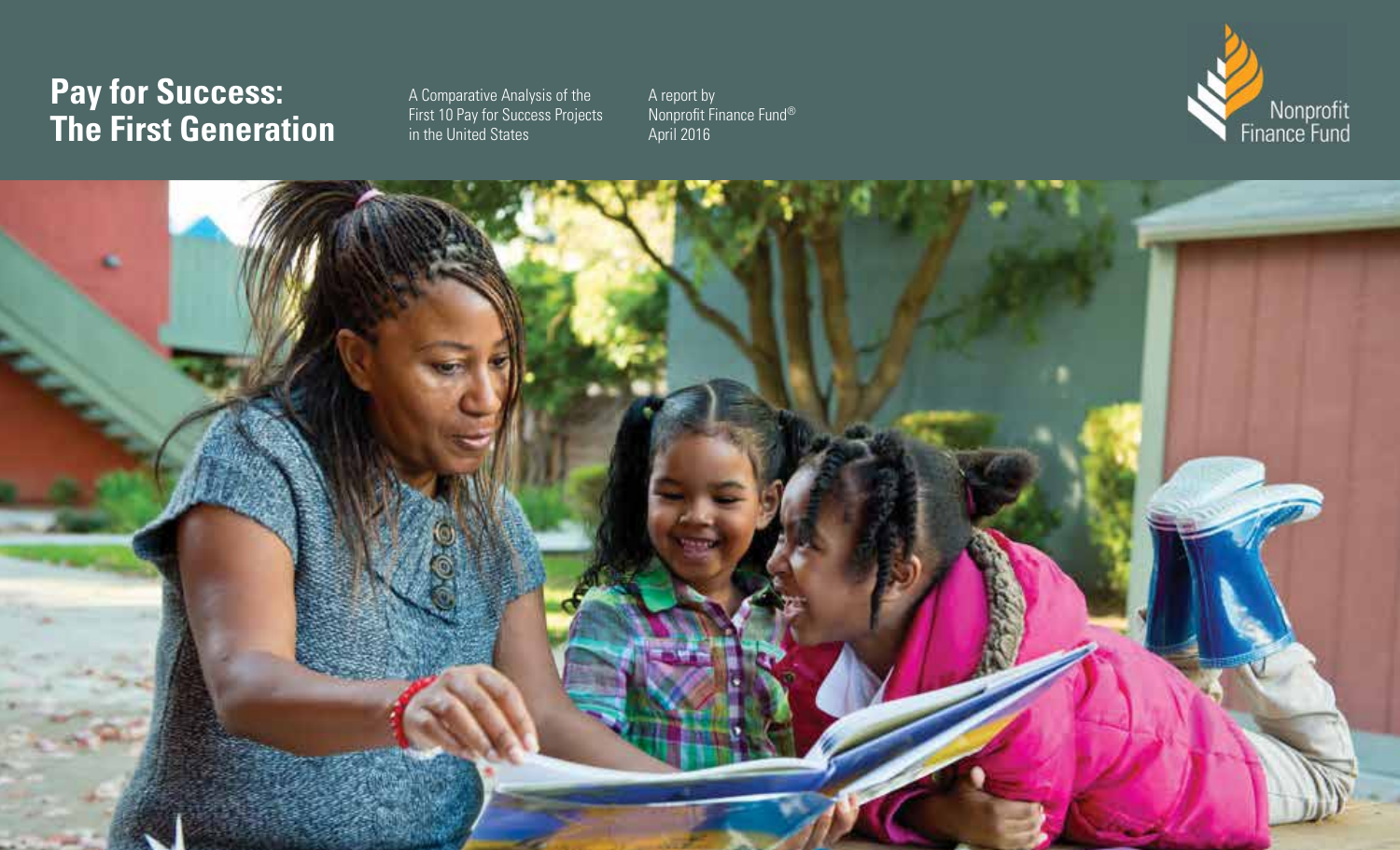# Pay for Success: The First Generation

A Comparative Analysis of the First 10 Pay for Success Projects in the United States

A report by Nonprofit Finance Fund®
April 2016

Nonprofit Finance Fund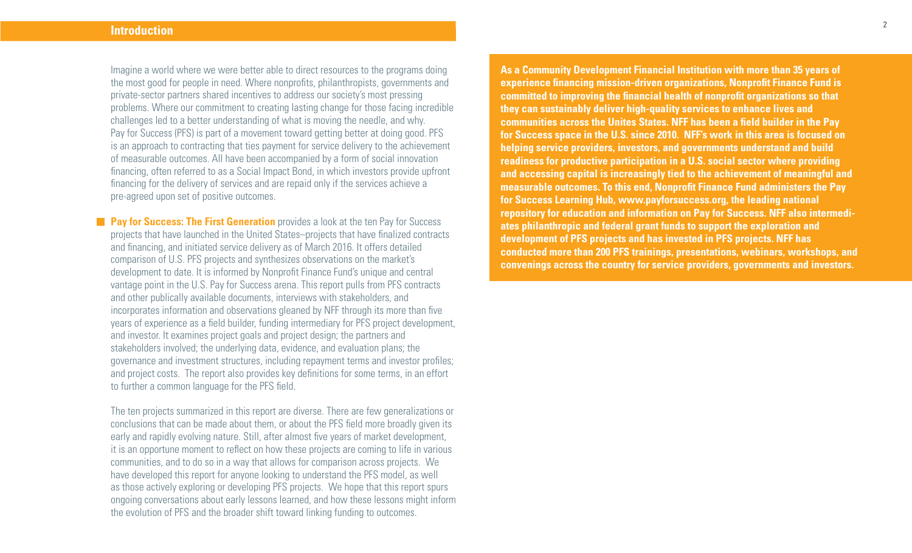## Introduction

Imagine a world where we were better able to direct resources to the programs doing the most good for people in need. Where nonprofits, philanthropists, governments and private-sector partners shared incentives to address our society's most pressing problems. Where our commitment to creating lasting change for those facing incredible challenges led to a better understanding of what is moving the needle, and why. Pay for Success (PFS) is part of a movement toward getting better at doing good. PFS is an approach to contracting that ties payment for service delivery to the achievement of measurable outcomes. All have been accompanied by a form of social innovation financing, often referred to as a Social Impact Bond, in which investors provide upfront financing for the delivery of services and are repaid only if the services achieve a pre-agreed upon set of positive outcomes.

**Pay for Success: The First Generation** provides a look at the ten Pay for Success projects that have launched in the United States–projects that have finalized contracts and financing, and initiated service delivery as of March 2016. It offers detailed comparison of U.S. PFS projects and synthesizes observations on the market's development to date. It is informed by Nonprofit Finance Fund's unique and central vantage point in the U.S. Pay for Success arena. This report pulls from PFS contracts and other publically available documents, interviews with stakeholders, and incorporates information and observations gleaned by NFF through its more than five years of experience as a field builder, funding intermediary for PFS project development, and investor. It examines project goals and project design; the partners and stakeholders involved; the underlying data, evidence, and evaluation plans; the governance and investment structures, including repayment terms and investor profiles; and project costs. The report also provides key definitions for some terms, in an effort to further a common language for the PFS field.

The ten projects summarized in this report are diverse. There are few generalizations or conclusions that can be made about them, or about the PFS field more broadly given its early and rapidly evolving nature. Still, after almost five years of market development, it is an opportune moment to reflect on how these projects are coming to life in various communities, and to do so in a way that allows for comparison across projects. We have developed this report for anyone looking to understand the PFS model, as well as those actively exploring or developing PFS projects. We hope that this report spurs ongoing conversations about early lessons learned, and how these lessons might inform the evolution of PFS and the broader shift toward linking funding to outcomes.

**As a Community Development Financial Institution with more than 35 years of experience financing mission-driven organizations, Nonprofit Finance Fund is committed to improving the financial health of nonprofit organizations so that they can sustainably deliver high-quality services to enhance lives and communities across the Unites States. NFF has been a field builder in the Pay for Success space in the U.S. since 2010. NFF's work in this area is focused on helping service providers, investors, and governments understand and build readiness for productive participation in a U.S. social sector where providing and accessing capital is increasingly tied to the achievement of meaningful and measurable outcomes. To this end, Nonprofit Finance Fund administers the Pay for Success Learning Hub, www.payforsuccess.org, the leading national repository for education and information on Pay for Success. NFF also intermediates philanthropic and federal grant funds to support the exploration and development of PFS projects and has invested in PFS projects. NFF has conducted more than 200 PFS trainings, presentations, webinars, workshops, and convenings across the country for service providers, governments and investors.**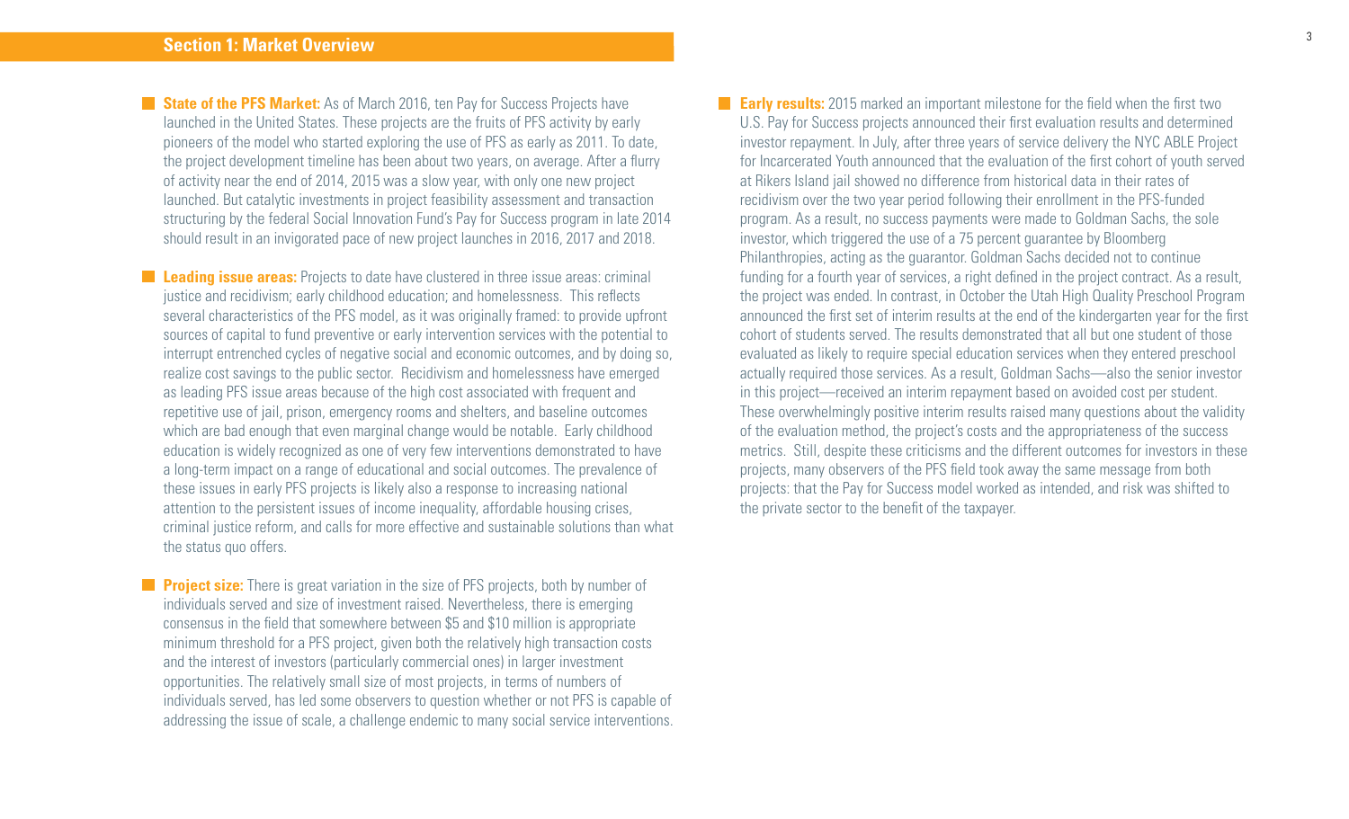## Section 1: Market Overview

- **State of the PFS Market:** As of March 2016, ten Pay for Success Projects have launched in the United States. These projects are the fruits of PFS activity by early pioneers of the model who started exploring the use of PFS as early as 2011. To date, the project development timeline has been about two years, on average. After a flurry of activity near the end of 2014, 2015 was a slow year, with only one new project launched. But catalytic investments in project feasibility assessment and transaction structuring by the federal Social Innovation Fund's Pay for Success program in late 2014 should result in an invigorated pace of new project launches in 2016, 2017 and 2018.

- **Leading issue areas:** Projects to date have clustered in three issue areas: criminal justice and recidivism; early childhood education; and homelessness. This reflects several characteristics of the PFS model, as it was originally framed: to provide upfront sources of capital to fund preventive or early intervention services with the potential to interrupt entrenched cycles of negative social and economic outcomes, and by doing so, realize cost savings to the public sector. Recidivism and homelessness have emerged as leading PFS issue areas because of the high cost associated with frequent and repetitive use of jail, prison, emergency rooms and shelters, and baseline outcomes which are bad enough that even marginal change would be notable. Early childhood education is widely recognized as one of very few interventions demonstrated to have a long-term impact on a range of educational and social outcomes. The prevalence of these issues in early PFS projects is likely also a response to increasing national attention to the persistent issues of income inequality, affordable housing crises, criminal justice reform, and calls for more effective and sustainable solutions than what the status quo offers.

- **Project size:** There is great variation in the size of PFS projects, both by number of individuals served and size of investment raised. Nevertheless, there is emerging consensus in the field that somewhere between $5 and $10 million is appropriate minimum threshold for a PFS project, given both the relatively high transaction costs and the interest of investors (particularly commercial ones) in larger investment opportunities. The relatively small size of most projects, in terms of numbers of individuals served, has led some observers to question whether or not PFS is capable of addressing the issue of scale, a challenge endemic to many social service interventions.

- **Early results:** 2015 marked an important milestone for the field when the first two U.S. Pay for Success projects announced their first evaluation results and determined investor repayment. In July, after three years of service delivery the NYC ABLE Project for Incarcerated Youth announced that the evaluation of the first cohort of youth served at Rikers Island jail showed no difference from historical data in their rates of recidivism over the two year period following their enrollment in the PFS-funded program. As a result, no success payments were made to Goldman Sachs, the sole investor, which triggered the use of a 75 percent guarantee by Bloomberg Philanthropies, acting as the guarantor. Goldman Sachs decided not to continue funding for a fourth year of services, a right defined in the project contract. As a result, the project was ended. In contrast, in October the Utah High Quality Preschool Program announced the first set of interim results at the end of the kindergarten year for the first cohort of students served. The results demonstrated that all but one student of those evaluated as likely to require special education services when they entered preschool actually required those services. As a result, Goldman Sachs—also the senior investor in this project—received an interim repayment based on avoided cost per student. These overwhelmingly positive interim results raised many questions about the validity of the evaluation method, the project's costs and the appropriateness of the success metrics. Still, despite these criticisms and the different outcomes for investors in these projects, many observers of the PFS field took away the same message from both projects: that the Pay for Success model worked as intended, and risk was shifted to the private sector to the benefit of the taxpayer.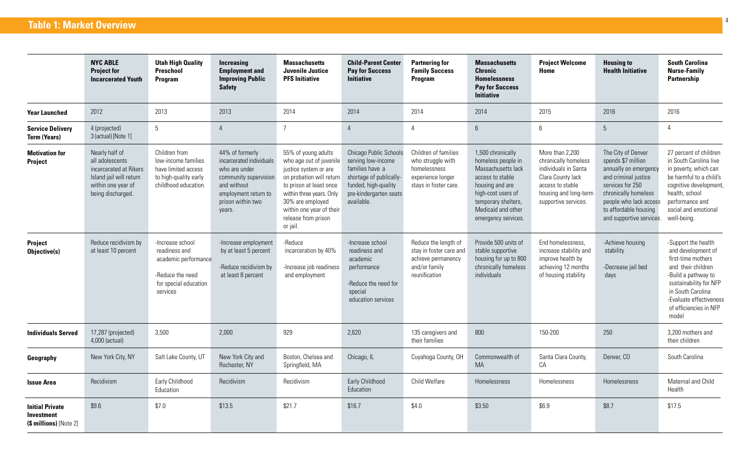## Table 1: Market Overview

| | NYC ABLE Project for Incarcerated Youth | Utah High Quality Preschool Program | Increasing Employment and Improving Public Safety | Massachusetts Juvenile Justice PFS Initiative | Child-Parent Center Pay for Success Initiative | Partnering for Family Success Program | Massachusetts Chronic Homelessness Pay for Success Initiative | Project Welcome Home | Housing to Health Initiative | South Carolina Nurse-Family Partnership |
|---|---|---|---|---|---|---|---|---|---|---|
| **Year Launched** | 2012 | 2013 | 2013 | 2014 | 2014 | 2014 | 2014 | 2015 | 2016 | 2016 |
| **Service Delivery Term (Years)** | 4 (projected) 3 (actual) [Note 1] | 5 | 4 | 7 | 4 | 4 | 6 | 6 | 5 | 4 |
| **Motivation for Project** | Nearly half of all adolescents incarcerated at Rikers Island jail will return within one year of being discharged. | Children from low-income families have limited access to high-quality early childhood education. | 44% of formerly incarcerated individuals who are under community supervision and without employment return to prison within two years. | 55% of young adults who age out of juvenile justice system or are on probation will return to prison at least once within three years. Only 30% are employed within one year of their release from prison or jail. | Chicago Public Schools serving low-income families have a shortage of publically-funded, high-quality pre-kindergarten seats available. | Children of families who struggle with homelessness experience longer stays in foster care. | 1,500 chronically homeless people in Massachusetts lack access to stable housing and are high-cost users of temporary shelters, Medicaid and other emergency services. | More than 2,200 chronically homeless individuals in Santa Clara County lack access to stable housing and long-term supportive services. | The City of Denver spends $7 million annually on emergency and criminal justice services for 250 chronically homeless people who lack access to affordable housing and supportive services. | 27 percent of children in South Carolina live in poverty, which can be harmful to a child's cognitive development, health, school performance and social and emotional well-being. |
| **Project Objective(s)** | Reduce recidivism by at least 10 percent | -Increase school readiness and academic performance<br>-Reduce the need for special education services | -Increase employment by at least 5 percent<br>-Reduce recidivism by at least 8 percent | -Reduce incarceration by 40%<br>-Increase job readiness and employment | -Increase school readiness and academic performance<br>-Reduce the need for special education services | Reduce the length of stay in foster care and achieve permanency and/or family reunification | Provide 500 units of stable supportive housing for up to 800 chronically homeless individuals | End homelessness, increase stability and improve health by achieving 12 months of housing stability | -Achieve housing stability<br>-Decrease jail bed days | -Support the health and development of first-time mothers and their children<br>-Build a pathway to sustainability for NFP in South Carolina<br>-Evaluate effectiveness of efficiencies in NFP model |
| **Individuals Served** | 17,287 (projected) 4,000 (actual) | 3,500 | 2,000 | 929 | 2,620 | 135 caregivers and their families | 800 | 150-200 | 250 | 3,200 mothers and their children |
| **Geography** | New York City, NY | Salt Lake County, UT | New York City and Rochester, NY | Boston, Chelsea and Springfield, MA | Chicago, IL | Cuyahoga County, OH | Commonwealth of MA | Santa Clara County, CA | Denver, CO | South Carolina |
| **Issue Area** | Recidivism | Early Childhood Education | Recidivism | Recidivism | Early Childhood Education | Child Welfare | Homelessness | Homelessness | Homelessness | Maternal and Child Health |
| **Initial Private Investment ($ millions)** [Note 2] | $9.6 | $7.0 | $13.5 | $21.7 | $16.7 | $4.0 | $3.50 | $6.9 | $8.7 | $17.5 |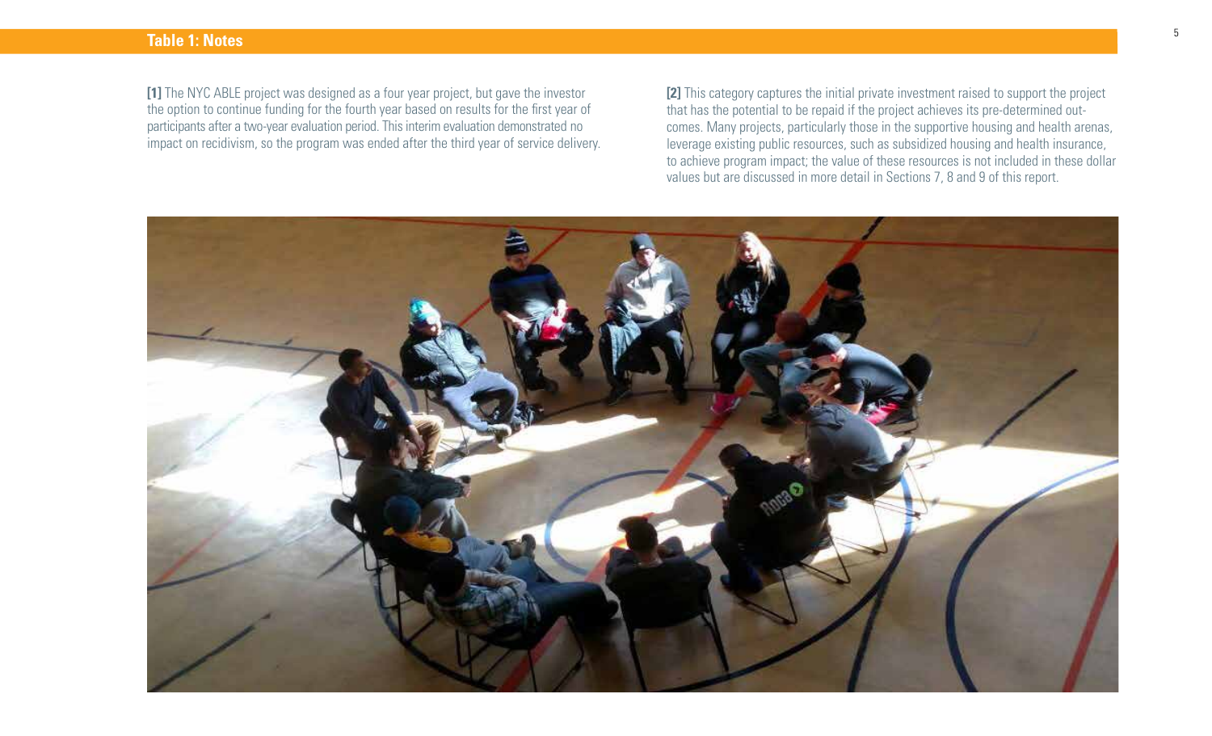## Table 1: Notes

**[1]** The NYC ABLE project was designed as a four year project, but gave the investor the option to continue funding for the fourth year based on results for the first year of participants after a two-year evaluation period. This interim evaluation demonstrated no impact on recidivism, so the program was ended after the third year of service delivery.

**[2]** This category captures the initial private investment raised to support the project that has the potential to be repaid if the project achieves its pre-determined outcomes. Many projects, particularly those in the supportive housing and health arenas, leverage existing public resources, such as subsidized housing and health insurance, to achieve program impact; the value of these resources is not included in these dollar values but are discussed in more detail in Sections 7, 8 and 9 of this report.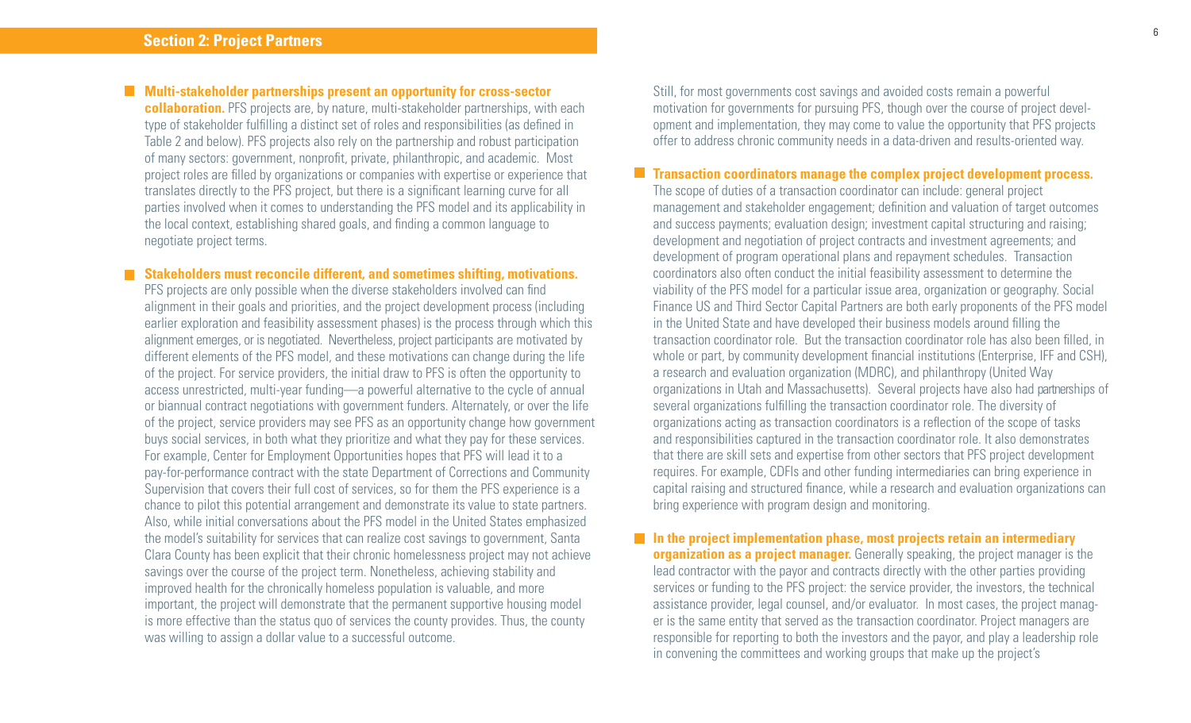## Section 2: Project Partners

- **Multi-stakeholder partnerships present an opportunity for cross-sector collaboration.** PFS projects are, by nature, multi-stakeholder partnerships, with each type of stakeholder fulfilling a distinct set of roles and responsibilities (as defined in Table 2 and below). PFS projects also rely on the partnership and robust participation of many sectors: government, nonprofit, private, philanthropic, and academic. Most project roles are filled by organizations or companies with expertise or experience that translates directly to the PFS project, but there is a significant learning curve for all parties involved when it comes to understanding the PFS model and its applicability in the local context, establishing shared goals, and finding a common language to negotiate project terms.

- **Stakeholders must reconcile different, and sometimes shifting, motivations.** PFS projects are only possible when the diverse stakeholders involved can find alignment in their goals and priorities, and the project development process (including earlier exploration and feasibility assessment phases) is the process through which this alignment emerges, or is negotiated. Nevertheless, project participants are motivated by different elements of the PFS model, and these motivations can change during the life of the project. For service providers, the initial draw to PFS is often the opportunity to access unrestricted, multi-year funding—a powerful alternative to the cycle of annual or biannual contract negotiations with government funders. Alternately, or over the life of the project, service providers may see PFS as an opportunity change how government buys social services, in both what they prioritize and what they pay for these services. For example, Center for Employment Opportunities hopes that PFS will lead it to a pay-for-performance contract with the state Department of Corrections and Community Supervision that covers their full cost of services, so for them the PFS experience is a chance to pilot this potential arrangement and demonstrate its value to state partners. Also, while initial conversations about the PFS model in the United States emphasized the model's suitability for services that can realize cost savings to government, Santa Clara County has been explicit that their chronic homelessness project may not achieve savings over the course of the project term. Nonetheless, achieving stability and improved health for the chronically homeless population is valuable, and more important, the project will demonstrate that the permanent supportive housing model is more effective than the status quo of services the county provides. Thus, the county was willing to assign a dollar value to a successful outcome.

  Still, for most governments cost savings and avoided costs remain a powerful motivation for governments for pursuing PFS, though over the course of project development and implementation, they may come to value the opportunity that PFS projects offer to address chronic community needs in a data-driven and results-oriented way.

- **Transaction coordinators manage the complex project development process.** The scope of duties of a transaction coordinator can include: general project management and stakeholder engagement; definition and valuation of target outcomes and success payments; evaluation design; investment capital structuring and raising; development and negotiation of project contracts and investment agreements; and development of program operational plans and repayment schedules. Transaction coordinators also often conduct the initial feasibility assessment to determine the viability of the PFS model for a particular issue area, organization or geography. Social Finance US and Third Sector Capital Partners are both early proponents of the PFS model in the United State and have developed their business models around filling the transaction coordinator role. But the transaction coordinator role has also been filled, in whole or part, by community development financial institutions (Enterprise, IFF and CSH), a research and evaluation organization (MDRC), and philanthropy (United Way organizations in Utah and Massachusetts). Several projects have also had partnerships of several organizations fulfilling the transaction coordinator role. The diversity of organizations acting as transaction coordinators is a reflection of the scope of tasks and responsibilities captured in the transaction coordinator role. It also demonstrates that there are skill sets and expertise from other sectors that PFS project development requires. For example, CDFIs and other funding intermediaries can bring experience in capital raising and structured finance, while a research and evaluation organizations can bring experience with program design and monitoring.

- **In the project implementation phase, most projects retain an intermediary organization as a project manager.** Generally speaking, the project manager is the lead contractor with the payor and contracts directly with the other parties providing services or funding to the PFS project: the service provider, the investors, the technical assistance provider, legal counsel, and/or evaluator. In most cases, the project manager is the same entity that served as the transaction coordinator. Project managers are responsible for reporting to both the investors and the payor, and play a leadership role in convening the committees and working groups that make up the project's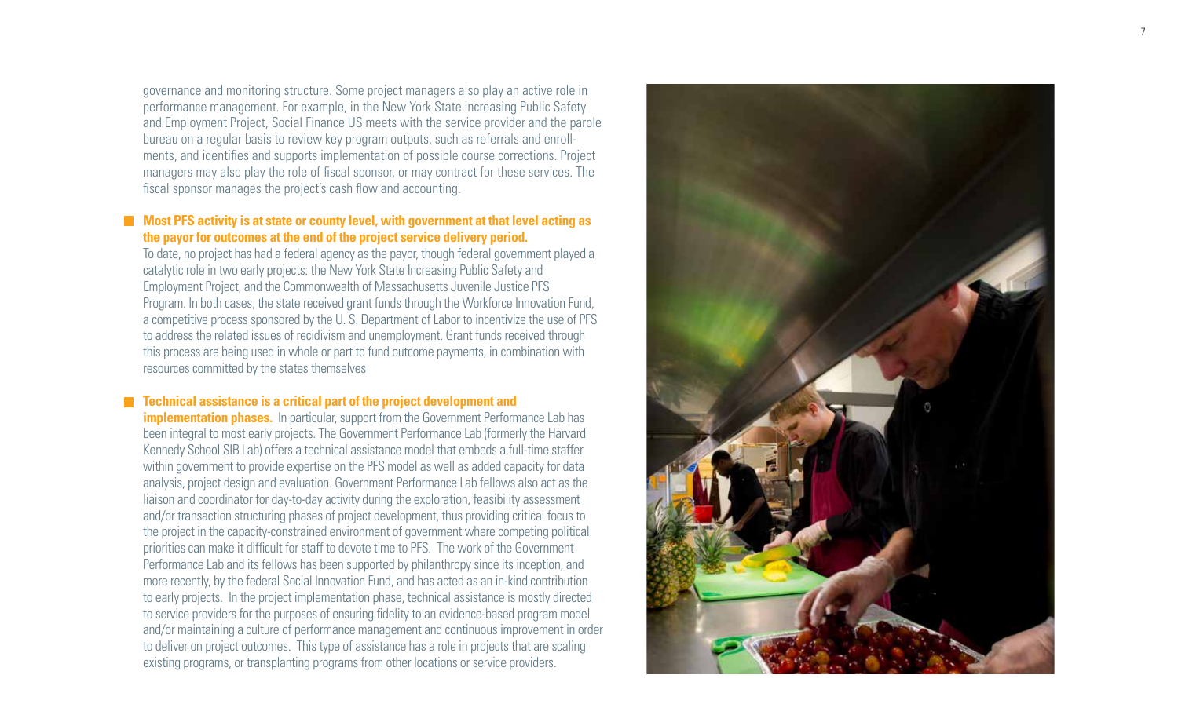governance and monitoring structure. Some project managers also play an active role in performance management. For example, in the New York State Increasing Public Safety and Employment Project, Social Finance US meets with the service provider and the parole bureau on a regular basis to review key program outputs, such as referrals and enrollments, and identifies and supports implementation of possible course corrections. Project managers may also play the role of fiscal sponsor, or may contract for these services. The fiscal sponsor manages the project's cash flow and accounting.

- **Most PFS activity is at state or county level, with government at that level acting as the payor for outcomes at the end of the project service delivery period.** To date, no project has had a federal agency as the payor, though federal government played a catalytic role in two early projects: the New York State Increasing Public Safety and Employment Project, and the Commonwealth of Massachusetts Juvenile Justice PFS Program. In both cases, the state received grant funds through the Workforce Innovation Fund, a competitive process sponsored by the U. S. Department of Labor to incentivize the use of PFS to address the related issues of recidivism and unemployment. Grant funds received through this process are being used in whole or part to fund outcome payments, in combination with resources committed by the states themselves

- **Technical assistance is a critical part of the project development and implementation phases.** In particular, support from the Government Performance Lab has been integral to most early projects. The Government Performance Lab (formerly the Harvard Kennedy School SIB Lab) offers a technical assistance model that embeds a full-time staffer within government to provide expertise on the PFS model as well as added capacity for data analysis, project design and evaluation. Government Performance Lab fellows also act as the liaison and coordinator for day-to-day activity during the exploration, feasibility assessment and/or transaction structuring phases of project development, thus providing critical focus to the project in the capacity-constrained environment of government where competing political priorities can make it difficult for staff to devote time to PFS. The work of the Government Performance Lab and its fellows has been supported by philanthropy since its inception, and more recently, by the federal Social Innovation Fund, and has acted as an in-kind contribution to early projects. In the project implementation phase, technical assistance is mostly directed to service providers for the purposes of ensuring fidelity to an evidence-based program model and/or maintaining a culture of performance management and continuous improvement in order to deliver on project outcomes. This type of assistance has a role in projects that are scaling existing programs, or transplanting programs from other locations or service providers.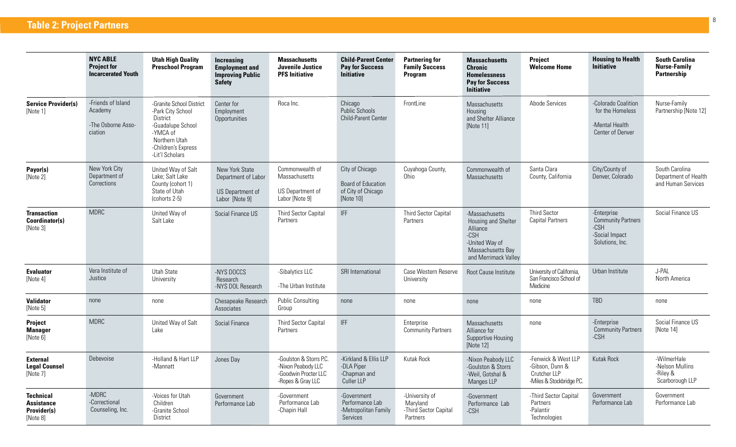## Table 2: Project Partners

| | NYC ABLE Project for Incarcerated Youth | Utah High Quality Preschool Program | Increasing Employment and Improving Public Safety | Massachusetts Juvenile Justice PFS Initiative | Child-Parent Center Pay for Success Initiative | Partnering for Family Success Program | Massachusetts Chronic Homelessness Pay for Success Initiative | Project Welcome Home | Housing to Health Initiative | South Carolina Nurse-Family Partnership |
|---|---|---|---|---|---|---|---|---|---|---|
| **Service Provider(s)** [Note 1] | -Friends of Island Academy<br>-The Osborne Association | -Granite School District<br>-Park City School District<br>-Guadalupe School<br>-YMCA of Northern Utah<br>-Children's Express<br>-Lit'l Scholars | Center for Employment Opportunities | Roca Inc. | Chicago Public Schools Child-Parent Center | FrontLine | Massachusetts Housing and Shelter Alliance [Note 11] | Abode Services | -Colorado Coalition for the Homeless<br>-Mental Health Center of Denver | Nurse-Family Partnership [Note 12] |
| **Payor(s)** [Note 2] | New York City Department of Corrections | United Way of Salt Lake; Salt Lake County (cohort 1) State of Utah (cohorts 2-5) | New York State Department of Labor<br>US Department of Labor [Note 9] | Commonwealth of Massachusetts<br>US Department of Labor [Note 9] | City of Chicago<br>Board of Education of City of Chicago [Note 10] | Cuyahoga County, Ohio | Commonwealth of Massachusetts | Santa Clara County, California | City/County of Denver, Colorado | South Carolina Department of Health and Human Services |
| **Transaction Coordinator(s)** [Note 3] | MDRC | United Way of Salt Lake | Social Finance US | Third Sector Capital Partners | IFF | Third Sector Capital Partners | -Massachusetts Housing and Shelter Alliance<br>-CSH<br>-United Way of Massachusetts Bay and Merrimack Valley | Third Sector Capital Partners | -Enterprise Community Partners<br>-CSH<br>-Social Impact Solutions, Inc. | Social Finance US |
| **Evaluator** [Note 4] | Vera Institute of Justice | Utah State University | -NYS DOCCS Research<br>-NYS DOL Research | -Sibalytics LLC<br>-The Urban Institute | SRI International | Case Western Reserve University | Root Cause Institute | University of California, San Francisco School of Medicine | Urban Institute | J-PAL North America |
| **Validator** [Note 5] | none | none | Chesapeake Research Associates | Public Consulting Group | none | none | none | none | TBD | none |
| **Project Manager** [Note 6] | MDRC | United Way of Salt Lake | Social Finance | Third Sector Capital Partners | IFF | Enterprise Community Partners | Massachusetts Alliance for Supportive Housing [Note 12] | none | -Enterprise Community Partners<br>-CSH | Social Finance US [Note 14] |
| **External Legal Counsel** [Note 7] | Debevoise | -Holland & Hart LLP<br>-Mannatt | Jones Day | -Goulston & Storrs P.C.<br>-Nixon Peabody LLC<br>-Goodwin Procter LLC<br>-Ropes & Gray LLC | -Kirkland & Ellis LLP<br>-DLA Piper<br>-Chapman and Culler LLP | Kutak Rock | -Nixon Peabody LLC<br>-Goulston & Storrs<br>-Weil, Gotshal & Manges LLP | -Fenwick & West LLP<br>-Gibson, Dunn & Crutcher LLP<br>-Miles & Stockbridge P.C. | Kutak Rock | -WilmerHale<br>-Nelson Mullins<br>-Riley & Scarborough LLP |
| **Technical Assistance Provider(s)** [Note 8] | -MDRC<br>-Correctional Counseling, Inc. | -Voices for Utah Children<br>-Granite School District | Government Performance Lab | -Government Performance Lab<br>-Chapin Hall | -Government Performance Lab<br>-Metropolitan Family Services | -University of Maryland<br>-Third Sector Capital Partners | -Government Performance Lab<br>-CSH | -Third Sector Capital Partners<br>-Palantir Technologies | Government Performance Lab | Government Performance Lab |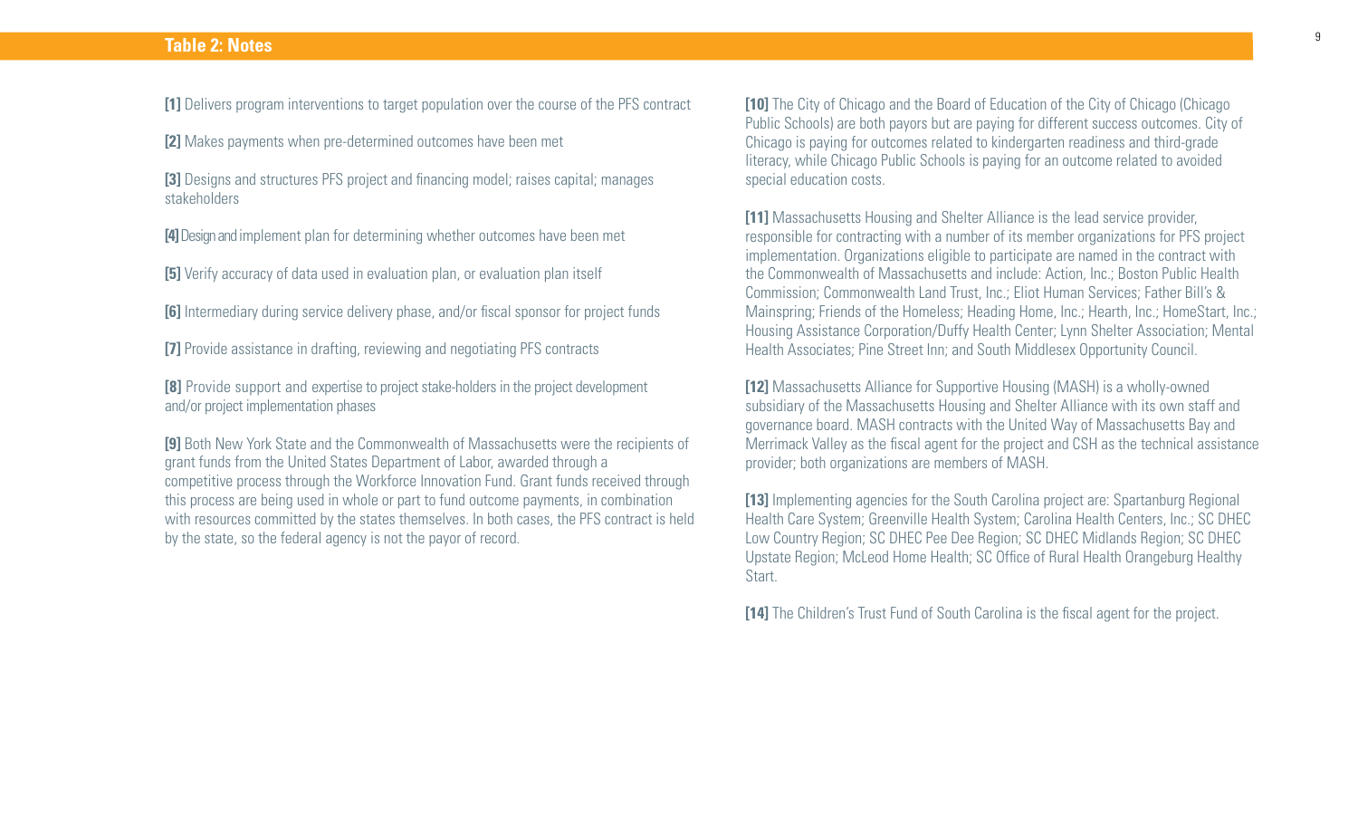## Table 2: Notes

**[1]** Delivers program interventions to target population over the course of the PFS contract

**[2]** Makes payments when pre-determined outcomes have been met

**[3]** Designs and structures PFS project and financing model; raises capital; manages stakeholders

**[4]** Design and implement plan for determining whether outcomes have been met

**[5]** Verify accuracy of data used in evaluation plan, or evaluation plan itself

**[6]** Intermediary during service delivery phase, and/or fiscal sponsor for project funds

**[7]** Provide assistance in drafting, reviewing and negotiating PFS contracts

**[8]** Provide support and expertise to project stake-holders in the project development and/or project implementation phases

**[9]** Both New York State and the Commonwealth of Massachusetts were the recipients of grant funds from the United States Department of Labor, awarded through a competitive process through the Workforce Innovation Fund. Grant funds received through this process are being used in whole or part to fund outcome payments, in combination with resources committed by the states themselves. In both cases, the PFS contract is held by the state, so the federal agency is not the payor of record.

**[10]** The City of Chicago and the Board of Education of the City of Chicago (Chicago Public Schools) are both payors but are paying for different success outcomes. City of Chicago is paying for outcomes related to kindergarten readiness and third-grade literacy, while Chicago Public Schools is paying for an outcome related to avoided special education costs.

**[11]** Massachusetts Housing and Shelter Alliance is the lead service provider, responsible for contracting with a number of its member organizations for PFS project implementation. Organizations eligible to participate are named in the contract with the Commonwealth of Massachusetts and include: Action, Inc.; Boston Public Health Commission; Commonwealth Land Trust, Inc.; Eliot Human Services; Father Bill's & Mainspring; Friends of the Homeless; Heading Home, Inc.; Hearth, Inc.; HomeStart, Inc.; Housing Assistance Corporation/Duffy Health Center; Lynn Shelter Association; Mental Health Associates; Pine Street Inn; and South Middlesex Opportunity Council.

**[12]** Massachusetts Alliance for Supportive Housing (MASH) is a wholly-owned subsidiary of the Massachusetts Housing and Shelter Alliance with its own staff and governance board. MASH contracts with the United Way of Massachusetts Bay and Merrimack Valley as the fiscal agent for the project and CSH as the technical assistance provider; both organizations are members of MASH.

**[13]** Implementing agencies for the South Carolina project are: Spartanburg Regional Health Care System; Greenville Health System; Carolina Health Centers, Inc.; SC DHEC Low Country Region; SC DHEC Pee Dee Region; SC DHEC Midlands Region; SC DHEC Upstate Region; McLeod Home Health; SC Office of Rural Health Orangeburg Healthy Start.

**[14]** The Children's Trust Fund of South Carolina is the fiscal agent for the project.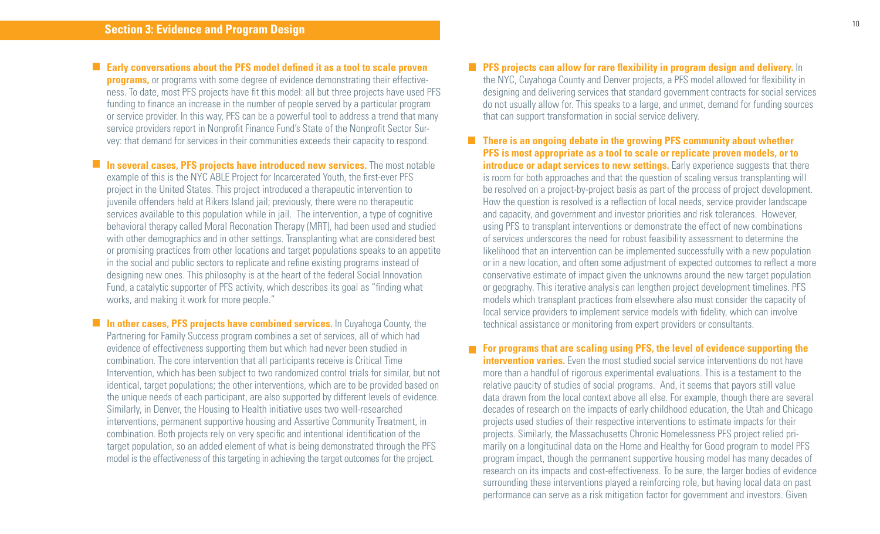## Section 3: Evidence and Program Design

- **Early conversations about the PFS model defined it as a tool to scale proven programs,** or programs with some degree of evidence demonstrating their effectiveness. To date, most PFS projects have fit this model: all but three projects have used PFS funding to finance an increase in the number of people served by a particular program or service provider. In this way, PFS can be a powerful tool to address a trend that many service providers report in Nonprofit Finance Fund's State of the Nonprofit Sector Survey: that demand for services in their communities exceeds their capacity to respond.

- **In several cases, PFS projects have introduced new services.** The most notable example of this is the NYC ABLE Project for Incarcerated Youth, the first-ever PFS project in the United States. This project introduced a therapeutic intervention to juvenile offenders held at Rikers Island jail; previously, there were no therapeutic services available to this population while in jail. The intervention, a type of cognitive behavioral therapy called Moral Reconation Therapy (MRT), had been used and studied with other demographics and in other settings. Transplanting what are considered best or promising practices from other locations and target populations speaks to an appetite in the social and public sectors to replicate and refine existing programs instead of designing new ones. This philosophy is at the heart of the federal Social Innovation Fund, a catalytic supporter of PFS activity, which describes its goal as "finding what works, and making it work for more people."

- **In other cases, PFS projects have combined services.** In Cuyahoga County, the Partnering for Family Success program combines a set of services, all of which had evidence of effectiveness supporting them but which had never been studied in combination. The core intervention that all participants receive is Critical Time Intervention, which has been subject to two randomized control trials for similar, but not identical, target populations; the other interventions, which are to be provided based on the unique needs of each participant, are also supported by different levels of evidence. Similarly, in Denver, the Housing to Health initiative uses two well-researched interventions, permanent supportive housing and Assertive Community Treatment, in combination. Both projects rely on very specific and intentional identification of the target population, so an added element of what is being demonstrated through the PFS model is the effectiveness of this targeting in achieving the target outcomes for the project.

- **PFS projects can allow for rare flexibility in program design and delivery.** In the NYC, Cuyahoga County and Denver projects, a PFS model allowed for flexibility in designing and delivering services that standard government contracts for social services do not usually allow for. This speaks to a large, and unmet, demand for funding sources that can support transformation in social service delivery.

- **There is an ongoing debate in the growing PFS community about whether PFS is most appropriate as a tool to scale or replicate proven models, or to introduce or adapt services to new settings.** Early experience suggests that there is room for both approaches and that the question of scaling versus transplanting will be resolved on a project-by-project basis as part of the process of project development. How the question is resolved is a reflection of local needs, service provider landscape and capacity, and government and investor priorities and risk tolerances. However, using PFS to transplant interventions or demonstrate the effect of new combinations of services underscores the need for robust feasibility assessment to determine the likelihood that an intervention can be implemented successfully with a new population or in a new location, and often some adjustment of expected outcomes to reflect a more conservative estimate of impact given the unknowns around the new target population or geography. This iterative analysis can lengthen project development timelines. PFS models which transplant practices from elsewhere also must consider the capacity of local service providers to implement service models with fidelity, which can involve technical assistance or monitoring from expert providers or consultants.

- **For programs that are scaling using PFS, the level of evidence supporting the intervention varies.** Even the most studied social service interventions do not have more than a handful of rigorous experimental evaluations. This is a testament to the relative paucity of studies of social programs. And, it seems that payors still value data drawn from the local context above all else. For example, though there are several decades of research on the impacts of early childhood education, the Utah and Chicago projects used studies of their respective interventions to estimate impacts for their projects. Similarly, the Massachusetts Chronic Homelessness PFS project relied primarily on a longitudinal data on the Home and Healthy for Good program to model PFS program impact, though the permanent supportive housing model has many decades of research on its impacts and cost-effectiveness. To be sure, the larger bodies of evidence surrounding these interventions played a reinforcing role, but having local data on past performance can serve as a risk mitigation factor for government and investors. Given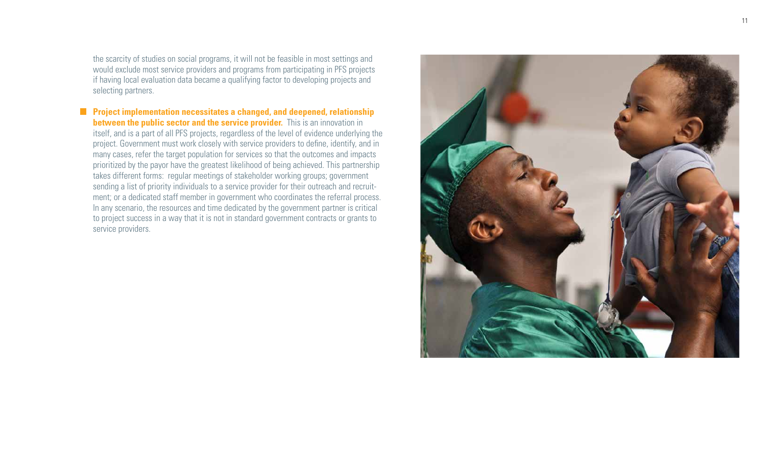the scarcity of studies on social programs, it will not be feasible in most settings and would exclude most service providers and programs from participating in PFS projects if having local evaluation data became a qualifying factor to developing projects and selecting partners.

- **Project implementation necessitates a changed, and deepened, relationship between the public sector and the service provider.** This is an innovation in itself, and is a part of all PFS projects, regardless of the level of evidence underlying the project. Government must work closely with service providers to define, identify, and in many cases, refer the target population for services so that the outcomes and impacts prioritized by the payor have the greatest likelihood of being achieved. This partnership takes different forms: regular meetings of stakeholder working groups; government sending a list of priority individuals to a service provider for their outreach and recruitment; or a dedicated staff member in government who coordinates the referral process. In any scenario, the resources and time dedicated by the government partner is critical to project success in a way that it is not in standard government contracts or grants to service providers.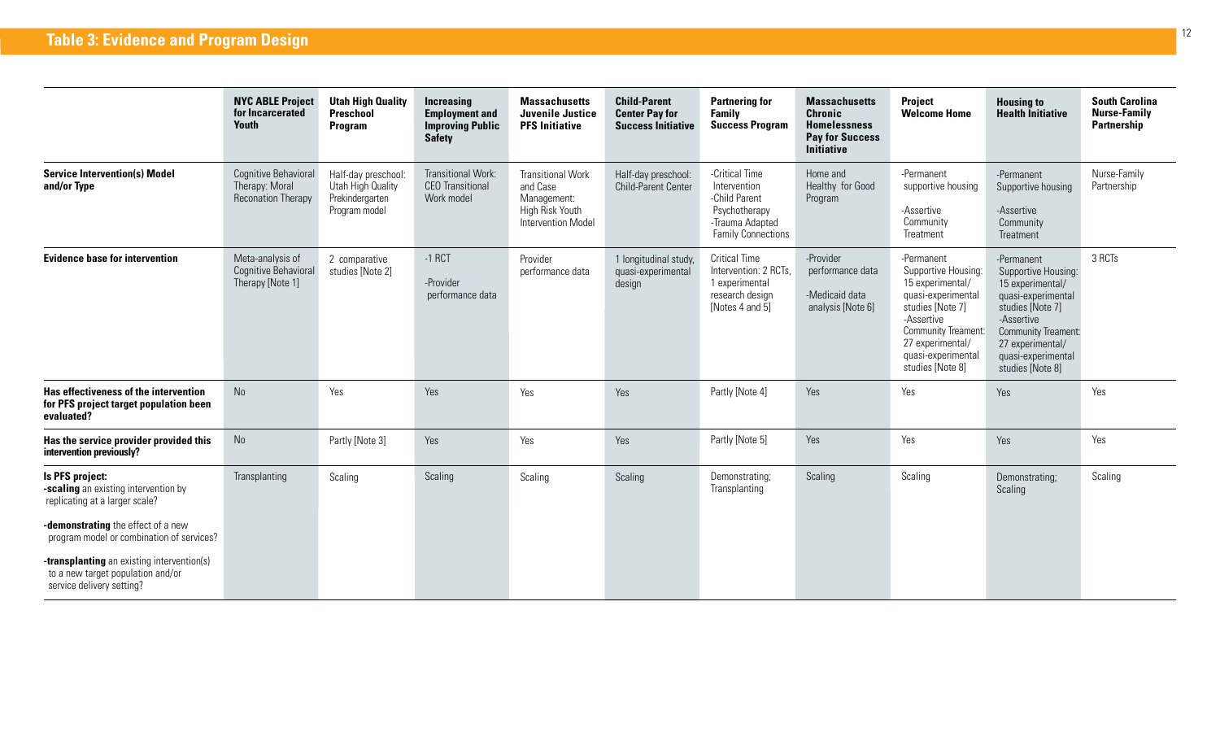## Table 3: Evidence and Program Design

| | NYC ABLE Project for Incarcerated Youth | Utah High Quality Preschool Program | Increasing Employment and Improving Public Safety | Massachusetts Juvenile Justice PFS Initiative | Child-Parent Center Pay for Success Initiative | Partnering for Family Success Program | Massachusetts Chronic Homelessness Pay for Success Initiative | Project Welcome Home | Housing to Health Initiative | South Carolina Nurse-Family Partnership |
|---|---|---|---|---|---|---|---|---|---|---|
| **Service Intervention(s) Model and/or Type** | Cognitive Behavioral Therapy: Moral Reconation Therapy | Half-day preschool: Utah High Quality Prekindergarten Program model | Transitional Work: CEO Transitional Work model | Transitional Work and Case Management: High Risk Youth Intervention Model | Half-day preschool: Child-Parent Center | -Critical Time Intervention<br>-Child Parent Psychotherapy<br>-Trauma Adapted Family Connections | Home and Healthy for Good Program | -Permanent supportive housing<br>-Assertive Community Treatment | -Permanent Supportive housing<br>-Assertive Community Treatment | Nurse-Family Partnership |
| **Evidence base for intervention** | Meta-analysis of Cognitive Behavioral Therapy [Note 1] | 2 comparative studies [Note 2] | -1 RCT<br>-Provider performance data | Provider performance data | 1 longitudinal study, quasi-experimental design | Critical Time Intervention: 2 RCTs, 1 experimental research design [Notes 4 and 5] | -Provider performance data<br>-Medicaid data analysis [Note 6] | -Permanent Supportive Housing: 15 experimental/ quasi-experimental studies [Note 7]<br>-Assertive Community Treament: 27 experimental/ quasi-experimental studies [Note 8] | -Permanent Supportive Housing: 15 experimental/ quasi-experimental studies [Note 7]<br>-Assertive Community Treament: 27 experimental/ quasi-experimental studies [Note 8] | 3 RCTs |
| **Has effectiveness of the intervention for PFS project target population been evaluated?** | No | Yes | Yes | Yes | Yes | Partly [Note 4] | Yes | Yes | Yes | Yes |
| **Has the service provider provided this intervention previously?** | No | Partly [Note 3] | Yes | Yes | Yes | Partly [Note 5] | Yes | Yes | Yes | Yes |
| **Is PFS project:**<br>**-scaling** an existing intervention by replicating at a larger scale?<br>**-demonstrating** the effect of a new program model or combination of services?<br>**-transplanting** an existing intervention(s) to a new target population and/or service delivery setting? | Transplanting | Scaling | Scaling | Scaling | Scaling | Demonstrating; Transplanting | Scaling | Scaling | Demonstrating; Scaling | Scaling |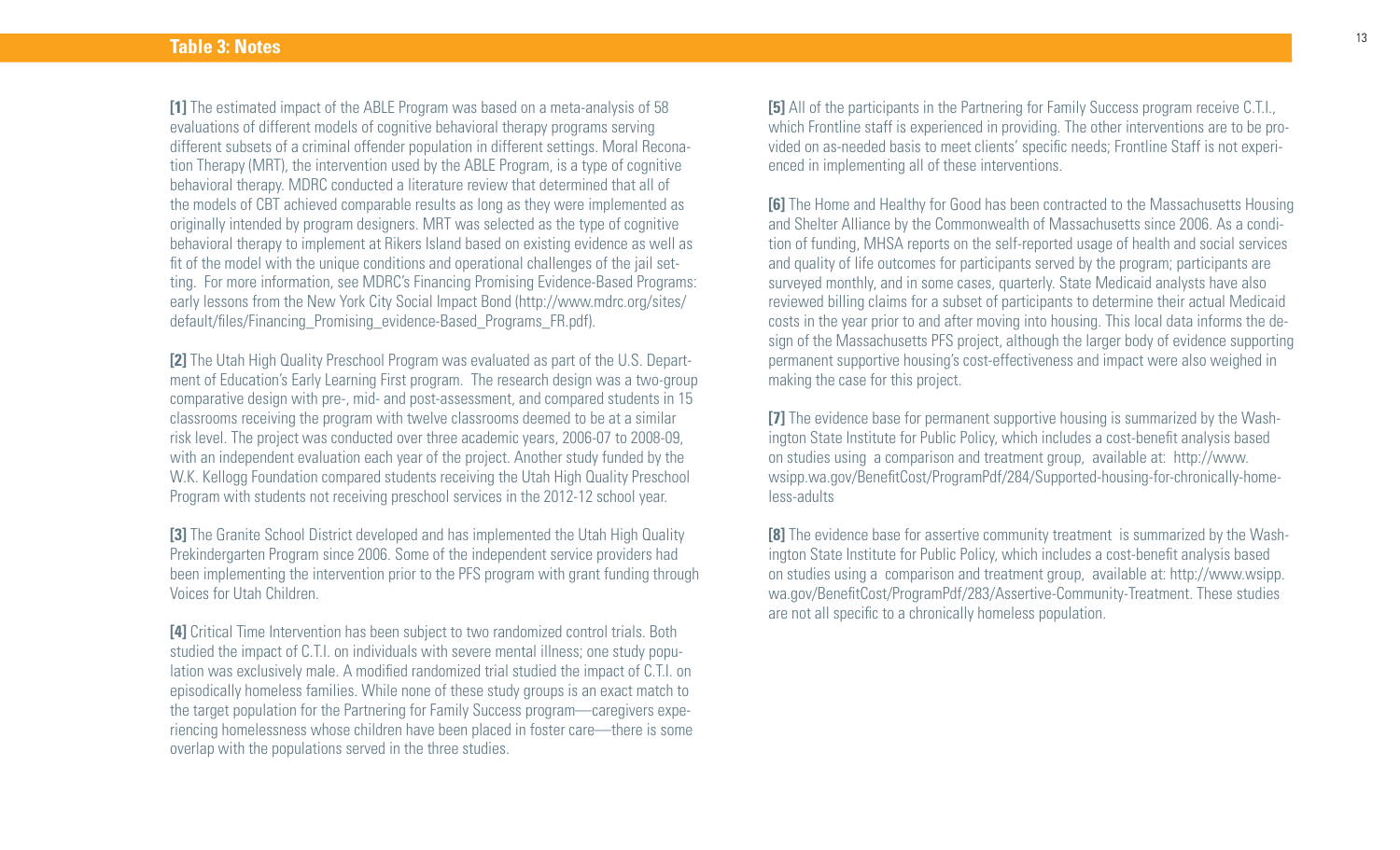## Table 3: Notes

**[1]** The estimated impact of the ABLE Program was based on a meta-analysis of 58 evaluations of different models of cognitive behavioral therapy programs serving different subsets of a criminal offender population in different settings. Moral Reconation Therapy (MRT), the intervention used by the ABLE Program, is a type of cognitive behavioral therapy. MDRC conducted a literature review that determined that all of the models of CBT achieved comparable results as long as they were implemented as originally intended by program designers. MRT was selected as the type of cognitive behavioral therapy to implement at Rikers Island based on existing evidence as well as fit of the model with the unique conditions and operational challenges of the jail setting. For more information, see MDRC's Financing Promising Evidence-Based Programs: early lessons from the New York City Social Impact Bond (http://www.mdrc.org/sites/default/files/Financing_Promising_evidence-Based_Programs_FR.pdf).

**[2]** The Utah High Quality Preschool Program was evaluated as part of the U.S. Department of Education's Early Learning First program. The research design was a two-group comparative design with pre-, mid- and post-assessment, and compared students in 15 classrooms receiving the program with twelve classrooms deemed to be at a similar risk level. The project was conducted over three academic years, 2006-07 to 2008-09, with an independent evaluation each year of the project. Another study funded by the W.K. Kellogg Foundation compared students receiving the Utah High Quality Preschool Program with students not receiving preschool services in the 2012-12 school year.

**[3]** The Granite School District developed and has implemented the Utah High Quality Prekindergarten Program since 2006. Some of the independent service providers had been implementing the intervention prior to the PFS program with grant funding through Voices for Utah Children.

**[4]** Critical Time Intervention has been subject to two randomized control trials. Both studied the impact of C.T.I. on individuals with severe mental illness; one study population was exclusively male. A modified randomized trial studied the impact of C.T.I. on episodically homeless families. While none of these study groups is an exact match to the target population for the Partnering for Family Success program—caregivers experiencing homelessness whose children have been placed in foster care—there is some overlap with the populations served in the three studies.

**[5]** All of the participants in the Partnering for Family Success program receive C.T.I., which Frontline staff is experienced in providing. The other interventions are to be provided on as-needed basis to meet clients' specific needs; Frontline Staff is not experienced in implementing all of these interventions.

**[6]** The Home and Healthy for Good has been contracted to the Massachusetts Housing and Shelter Alliance by the Commonwealth of Massachusetts since 2006. As a condition of funding, MHSA reports on the self-reported usage of health and social services and quality of life outcomes for participants served by the program; participants are surveyed monthly, and in some cases, quarterly. State Medicaid analysts have also reviewed billing claims for a subset of participants to determine their actual Medicaid costs in the year prior to and after moving into housing. This local data informs the design of the Massachusetts PFS project, although the larger body of evidence supporting permanent supportive housing's cost-effectiveness and impact were also weighed in making the case for this project.

**[7]** The evidence base for permanent supportive housing is summarized by the Washington State Institute for Public Policy, which includes a cost-benefit analysis based on studies using a comparison and treatment group, available at: http://www.wsipp.wa.gov/BenefitCost/ProgramPdf/284/Supported-housing-for-chronically-homeless-adults

**[8]** The evidence base for assertive community treatment is summarized by the Washington State Institute for Public Policy, which includes a cost-benefit analysis based on studies using a comparison and treatment group, available at: http://www.wsipp.wa.gov/BenefitCost/ProgramPdf/283/Assertive-Community-Treatment. These studies are not all specific to a chronically homeless population.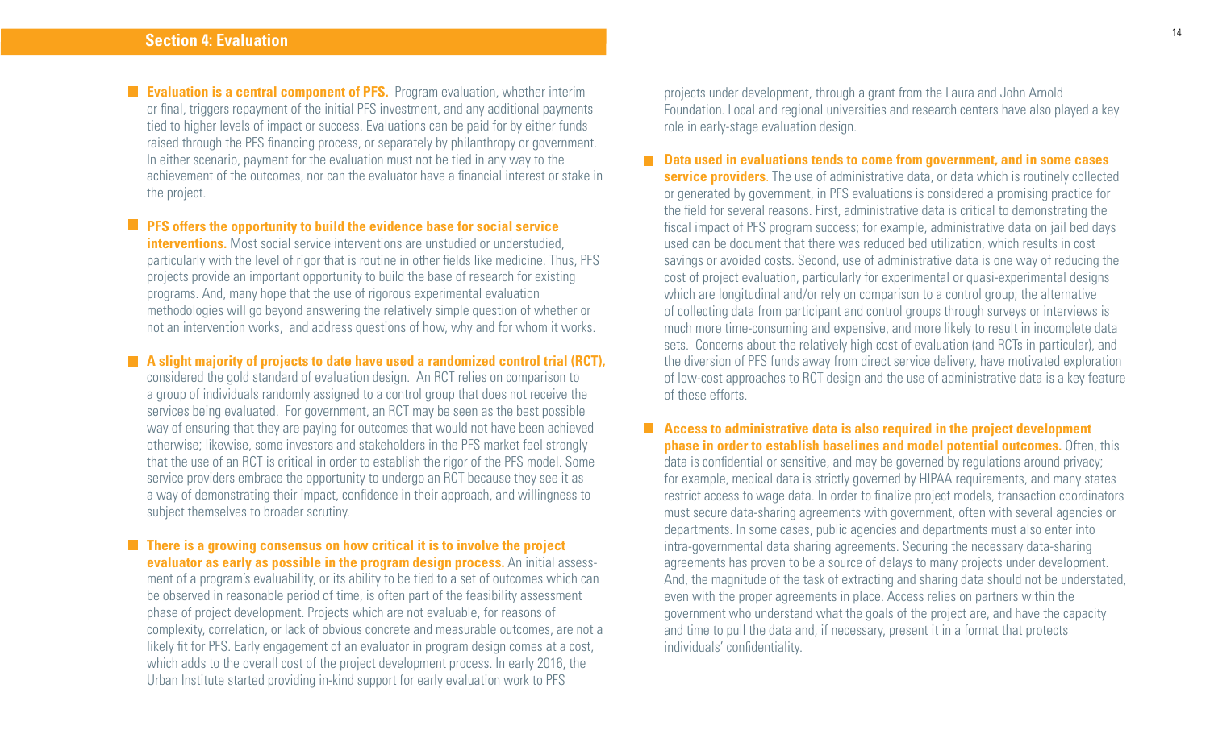## Section 4: Evaluation

- **Evaluation is a central component of PFS.** Program evaluation, whether interim or final, triggers repayment of the initial PFS investment, and any additional payments tied to higher levels of impact or success. Evaluations can be paid for by either funds raised through the PFS financing process, or separately by philanthropy or government. In either scenario, payment for the evaluation must not be tied in any way to the achievement of the outcomes, nor can the evaluator have a financial interest or stake in the project.

- **PFS offers the opportunity to build the evidence base for social service interventions.** Most social service interventions are unstudied or understudied, particularly with the level of rigor that is routine in other fields like medicine. Thus, PFS projects provide an important opportunity to build the base of research for existing programs. And, many hope that the use of rigorous experimental evaluation methodologies will go beyond answering the relatively simple question of whether or not an intervention works, and address questions of how, why and for whom it works.

- **A slight majority of projects to date have used a randomized control trial (RCT),** considered the gold standard of evaluation design. An RCT relies on comparison to a group of individuals randomly assigned to a control group that does not receive the services being evaluated. For government, an RCT may be seen as the best possible way of ensuring that they are paying for outcomes that would not have been achieved otherwise; likewise, some investors and stakeholders in the PFS market feel strongly that the use of an RCT is critical in order to establish the rigor of the PFS model. Some service providers embrace the opportunity to undergo an RCT because they see it as a way of demonstrating their impact, confidence in their approach, and willingness to subject themselves to broader scrutiny.

- **There is a growing consensus on how critical it is to involve the project evaluator as early as possible in the program design process.** An initial assessment of a program's evaluability, or its ability to be tied to a set of outcomes which can be observed in reasonable period of time, is often part of the feasibility assessment phase of project development. Projects which are not evaluable, for reasons of complexity, correlation, or lack of obvious concrete and measurable outcomes, are not a likely fit for PFS. Early engagement of an evaluator in program design comes at a cost, which adds to the overall cost of the project development process. In early 2016, the Urban Institute started providing in-kind support for early evaluation work to PFS projects under development, through a grant from the Laura and John Arnold Foundation. Local and regional universities and research centers have also played a key role in early-stage evaluation design.

- **Data used in evaluations tends to come from government, and in some cases service providers**. The use of administrative data, or data which is routinely collected or generated by government, in PFS evaluations is considered a promising practice for the field for several reasons. First, administrative data is critical to demonstrating the fiscal impact of PFS program success; for example, administrative data on jail bed days used can be document that there was reduced bed utilization, which results in cost savings or avoided costs. Second, use of administrative data is one way of reducing the cost of project evaluation, particularly for experimental or quasi-experimental designs which are longitudinal and/or rely on comparison to a control group; the alternative of collecting data from participant and control groups through surveys or interviews is much more time-consuming and expensive, and more likely to result in incomplete data sets. Concerns about the relatively high cost of evaluation (and RCTs in particular), and the diversion of PFS funds away from direct service delivery, have motivated exploration of low-cost approaches to RCT design and the use of administrative data is a key feature of these efforts.

- **Access to administrative data is also required in the project development phase in order to establish baselines and model potential outcomes.** Often, this data is confidential or sensitive, and may be governed by regulations around privacy; for example, medical data is strictly governed by HIPAA requirements, and many states restrict access to wage data. In order to finalize project models, transaction coordinators must secure data-sharing agreements with government, often with several agencies or departments. In some cases, public agencies and departments must also enter into intra-governmental data sharing agreements. Securing the necessary data-sharing agreements has proven to be a source of delays to many projects under development. And, the magnitude of the task of extracting and sharing data should not be understated, even with the proper agreements in place. Access relies on partners within the government who understand what the goals of the project are, and have the capacity and time to pull the data and, if necessary, present it in a format that protects individuals' confidentiality.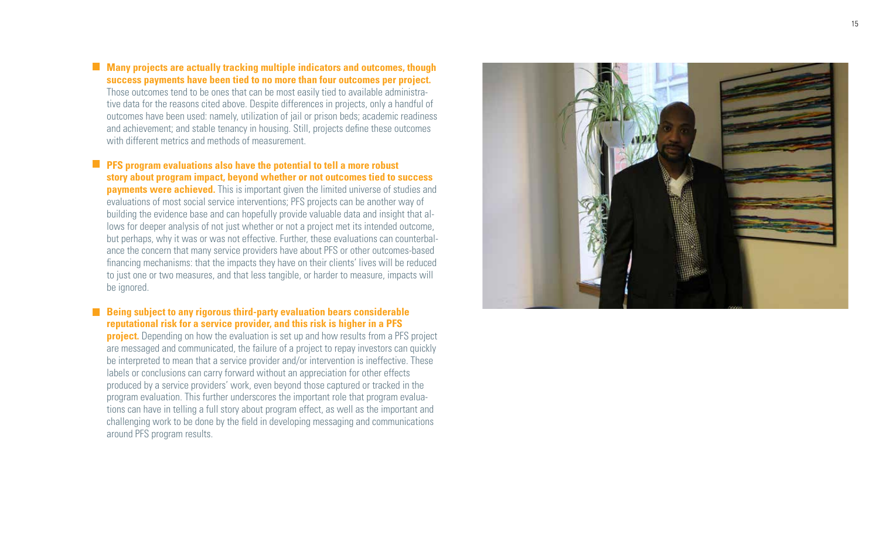- **Many projects are actually tracking multiple indicators and outcomes, though success payments have been tied to no more than four outcomes per project.** Those outcomes tend to be ones that can be most easily tied to available administrative data for the reasons cited above. Despite differences in projects, only a handful of outcomes have been used: namely, utilization of jail or prison beds; academic readiness and achievement; and stable tenancy in housing. Still, projects define these outcomes with different metrics and methods of measurement.

- **PFS program evaluations also have the potential to tell a more robust story about program impact, beyond whether or not outcomes tied to success payments were achieved.** This is important given the limited universe of studies and evaluations of most social service interventions; PFS projects can be another way of building the evidence base and can hopefully provide valuable data and insight that allows for deeper analysis of not just whether or not a project met its intended outcome, but perhaps, why it was or was not effective. Further, these evaluations can counterbalance the concern that many service providers have about PFS or other outcomes-based financing mechanisms: that the impacts they have on their clients' lives will be reduced to just one or two measures, and that less tangible, or harder to measure, impacts will be ignored.

- **Being subject to any rigorous third-party evaluation bears considerable reputational risk for a service provider, and this risk is higher in a PFS project.** Depending on how the evaluation is set up and how results from a PFS project are messaged and communicated, the failure of a project to repay investors can quickly be interpreted to mean that a service provider and/or intervention is ineffective. These labels or conclusions can carry forward without an appreciation for other effects produced by a service providers' work, even beyond those captured or tracked in the program evaluation. This further underscores the important role that program evaluations can have in telling a full story about program effect, as well as the important and challenging work to be done by the field in developing messaging and communications around PFS program results.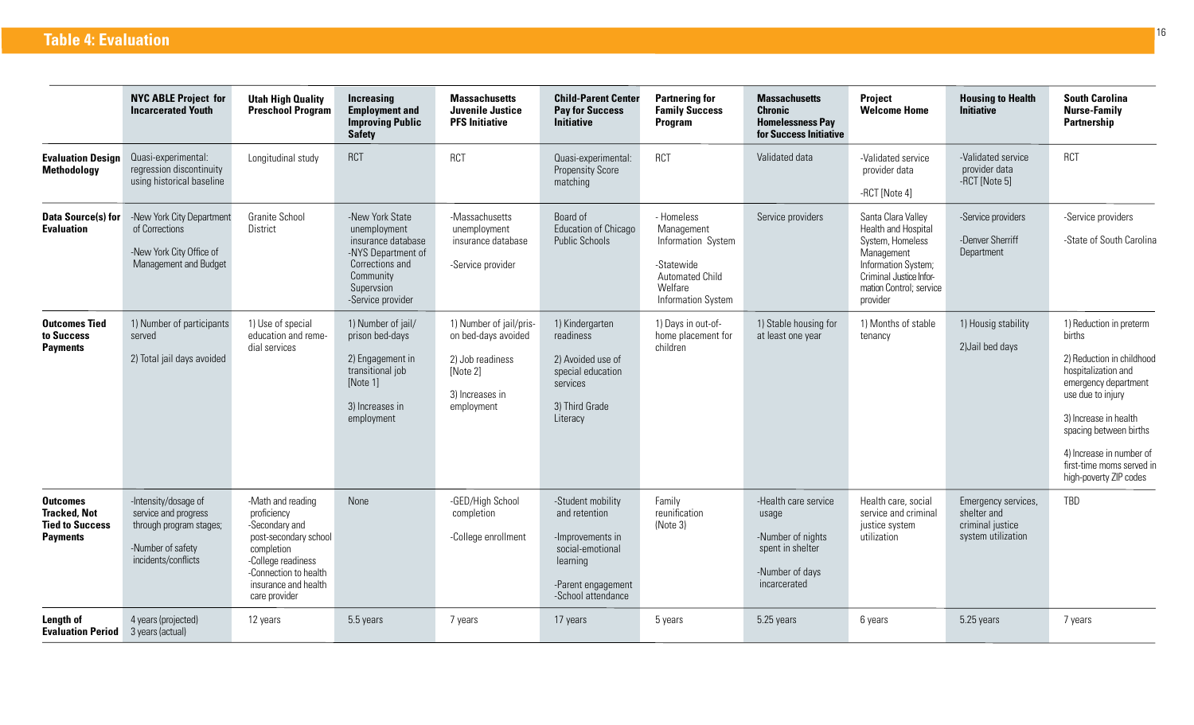## Table 4: Evaluation

| | NYC ABLE Project for Incarcerated Youth | Utah High Quality Preschool Program | Increasing Employment and Improving Public Safety | Massachusetts Juvenile Justice PFS Initiative | Child-Parent Center Pay for Success Initiative | Partnering for Family Success Program | Massachusetts Chronic Homelessness Pay for Success Initiative | Project Welcome Home | Housing to Health Initiative | South Carolina Nurse-Family Partnership |
|---|---|---|---|---|---|---|---|---|---|---|
| **Evaluation Design Methodology** | Quasi-experimental: regression discontinuity using historical baseline | Longitudinal study | RCT | RCT | Quasi-experimental: Propensity Score matching | RCT | Validated data | -Validated service provider data<br>-RCT [Note 4] | -Validated service provider data<br>-RCT [Note 5] | RCT |
| **Data Source(s) for Evaluation** | -New York City Department of Corrections<br>-New York City Office of Management and Budget | Granite School District | -New York State unemployment insurance database<br>-NYS Department of Corrections and Community Supervsion<br>-Service provider | -Massachusetts unemployment insurance database<br>-Service provider | Board of Education of Chicago Public Schools | - Homeless Management Information System<br>-Statewide Automated Child Welfare Information System | Service providers | Santa Clara Valley Health and Hospital System, Homeless Management Information System; Criminal Justice Information Control; service provider | -Service providers<br>-Denver Sherriff Department | -Service providers<br>-State of South Carolina |
| **Outcomes Tied to Success Payments** | 1) Number of participants served<br>2) Total jail days avoided | 1) Use of special education and remedial services | 1) Number of jail/prison bed-days<br>2) Engagement in transitional job [Note 1]<br>3) Increases in employment | 1) Number of jail/prison bed-days avoided<br>2) Job readiness [Note 2]<br>3) Increases in employment | 1) Kindergarten readiness<br>2) Avoided use of special education services<br>3) Third Grade Literacy | 1) Days in out-of-home placement for children | 1) Stable housing for at least one year | 1) Months of stable tenancy | 1) Housig stability<br>2)Jail bed days | 1) Reduction in preterm births<br>2) Reduction in childhood hospitalization and emergency department use due to injury<br>3) Increase in health spacing between births<br>4) Increase in number of first-time moms served in high-poverty ZIP codes |
| **Outcomes Tracked, Not Tied to Success Payments** | -Intensity/dosage of service and progress through program stages;<br>-Number of safety incidents/conflicts | -Math and reading proficiency<br>-Secondary and post-secondary school completion<br>-College readiness<br>-Connection to health insurance and health care provider | None | -GED/High School completion<br>-College enrollment | -Student mobility and retention<br>-Improvements in social-emotional learning<br>-Parent engagement<br>-School attendance | Family reunification (Note 3) | -Health care service usage<br>-Number of nights spent in shelter<br>-Number of days incarcerated | Health care, social service and criminal justice system utilization | Emergency services, shelter and criminal justice system utilization | TBD |
| **Length of Evaluation Period** | 4 years (projected)<br>3 years (actual) | 12 years | 5.5 years | 7 years | 17 years | 5 years | 5.25 years | 6 years | 5.25 years | 7 years |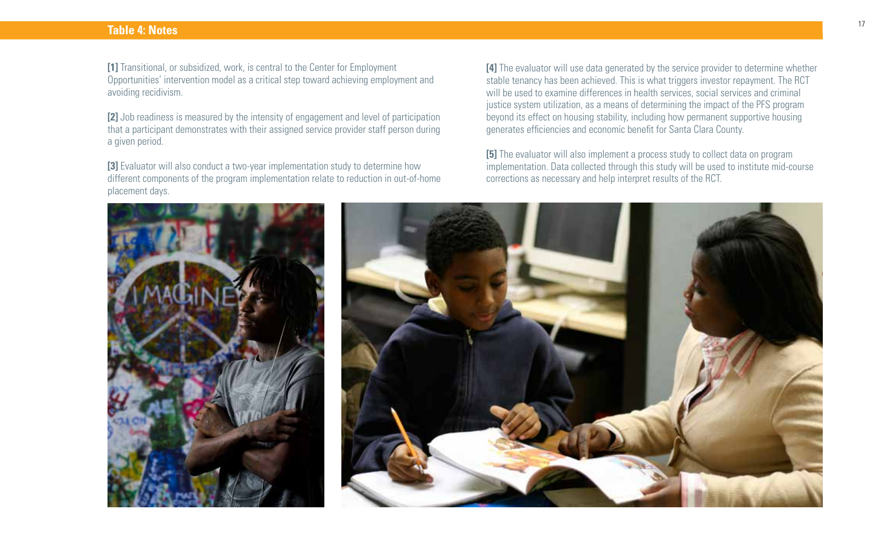## Table 4: Notes

**[1]** Transitional, or subsidized, work, is central to the Center for Employment Opportunities' intervention model as a critical step toward achieving employment and avoiding recidivism.

**[2]** Job readiness is measured by the intensity of engagement and level of participation that a participant demonstrates with their assigned service provider staff person during a given period.

**[3]** Evaluator will also conduct a two-year implementation study to determine how different components of the program implementation relate to reduction in out-of-home placement days.

**[4]** The evaluator will use data generated by the service provider to determine whether stable tenancy has been achieved. This is what triggers investor repayment. The RCT will be used to examine differences in health services, social services and criminal justice system utilization, as a means of determining the impact of the PFS program beyond its effect on housing stability, including how permanent supportive housing generates efficiencies and economic benefit for Santa Clara County.

**[5]** The evaluator will also implement a process study to collect data on program implementation. Data collected through this study will be used to institute mid-course corrections as necessary and help interpret results of the RCT.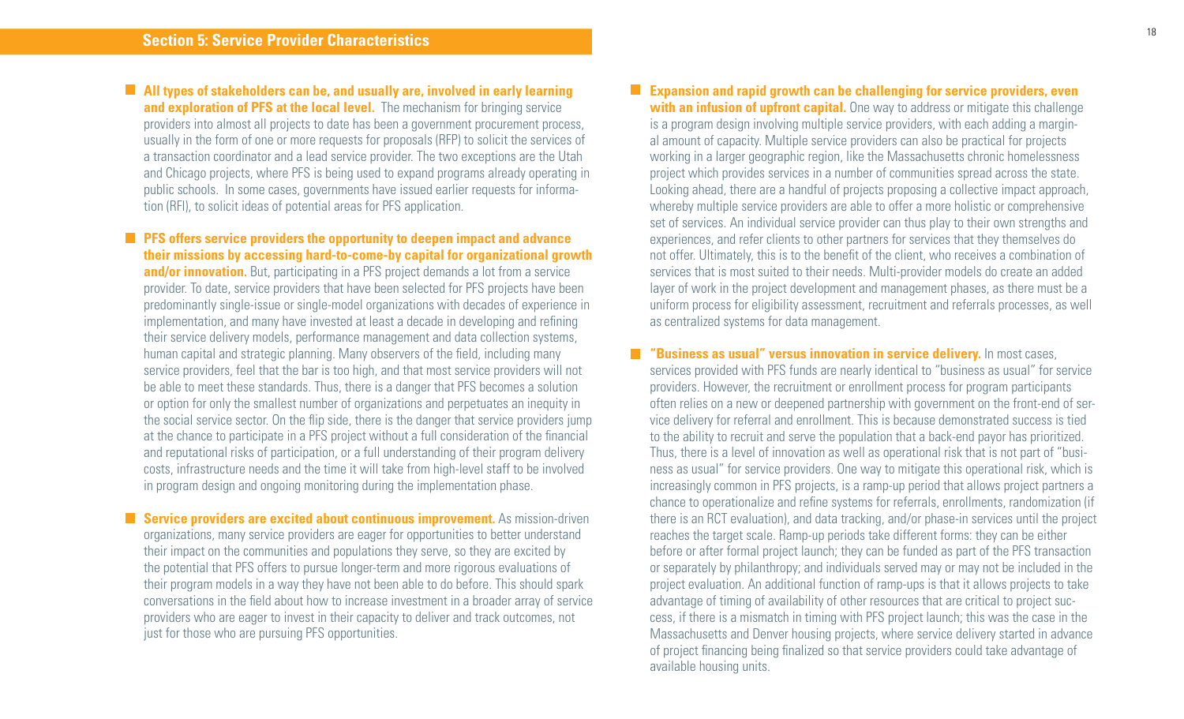## Section 5: Service Provider Characteristics

- **All types of stakeholders can be, and usually are, involved in early learning and exploration of PFS at the local level.** The mechanism for bringing service providers into almost all projects to date has been a government procurement process, usually in the form of one or more requests for proposals (RFP) to solicit the services of a transaction coordinator and a lead service provider. The two exceptions are the Utah and Chicago projects, where PFS is being used to expand programs already operating in public schools. In some cases, governments have issued earlier requests for information (RFI), to solicit ideas of potential areas for PFS application.

- **PFS offers service providers the opportunity to deepen impact and advance their missions by accessing hard-to-come-by capital for organizational growth and/or innovation.** But, participating in a PFS project demands a lot from a service provider. To date, service providers that have been selected for PFS projects have been predominantly single-issue or single-model organizations with decades of experience in implementation, and many have invested at least a decade in developing and refining their service delivery models, performance management and data collection systems, human capital and strategic planning. Many observers of the field, including many service providers, feel that the bar is too high, and that most service providers will not be able to meet these standards. Thus, there is a danger that PFS becomes a solution or option for only the smallest number of organizations and perpetuates an inequity in the social service sector. On the flip side, there is the danger that service providers jump at the chance to participate in a PFS project without a full consideration of the financial and reputational risks of participation, or a full understanding of their program delivery costs, infrastructure needs and the time it will take from high-level staff to be involved in program design and ongoing monitoring during the implementation phase.

- **Service providers are excited about continuous improvement.** As mission-driven organizations, many service providers are eager for opportunities to better understand their impact on the communities and populations they serve, so they are excited by the potential that PFS offers to pursue longer-term and more rigorous evaluations of their program models in a way they have not been able to do before. This should spark conversations in the field about how to increase investment in a broader array of service providers who are eager to invest in their capacity to deliver and track outcomes, not just for those who are pursuing PFS opportunities.

- **Expansion and rapid growth can be challenging for service providers, even with an infusion of upfront capital.** One way to address or mitigate this challenge is a program design involving multiple service providers, with each adding a marginal amount of capacity. Multiple service providers can also be practical for projects working in a larger geographic region, like the Massachusetts chronic homelessness project which provides services in a number of communities spread across the state. Looking ahead, there are a handful of projects proposing a collective impact approach, whereby multiple service providers are able to offer a more holistic or comprehensive set of services. An individual service provider can thus play to their own strengths and experiences, and refer clients to other partners for services that they themselves do not offer. Ultimately, this is to the benefit of the client, who receives a combination of services that is most suited to their needs. Multi-provider models do create an added layer of work in the project development and management phases, as there must be a uniform process for eligibility assessment, recruitment and referrals processes, as well as centralized systems for data management.

- **"Business as usual" versus innovation in service delivery.** In most cases, services provided with PFS funds are nearly identical to "business as usual" for service providers. However, the recruitment or enrollment process for program participants often relies on a new or deepened partnership with government on the front-end of service delivery for referral and enrollment. This is because demonstrated success is tied to the ability to recruit and serve the population that a back-end payor has prioritized. Thus, there is a level of innovation as well as operational risk that is not part of "business as usual" for service providers. One way to mitigate this operational risk, which is increasingly common in PFS projects, is a ramp-up period that allows project partners a chance to operationalize and refine systems for referrals, enrollments, randomization (if there is an RCT evaluation), and data tracking, and/or phase-in services until the project reaches the target scale. Ramp-up periods take different forms: they can be either before or after formal project launch; they can be funded as part of the PFS transaction or separately by philanthropy; and individuals served may or may not be included in the project evaluation. An additional function of ramp-ups is that it allows projects to take advantage of timing of availability of other resources that are critical to project success, if there is a mismatch in timing with PFS project launch; this was the case in the Massachusetts and Denver housing projects, where service delivery started in advance of project financing being finalized so that service providers could take advantage of available housing units.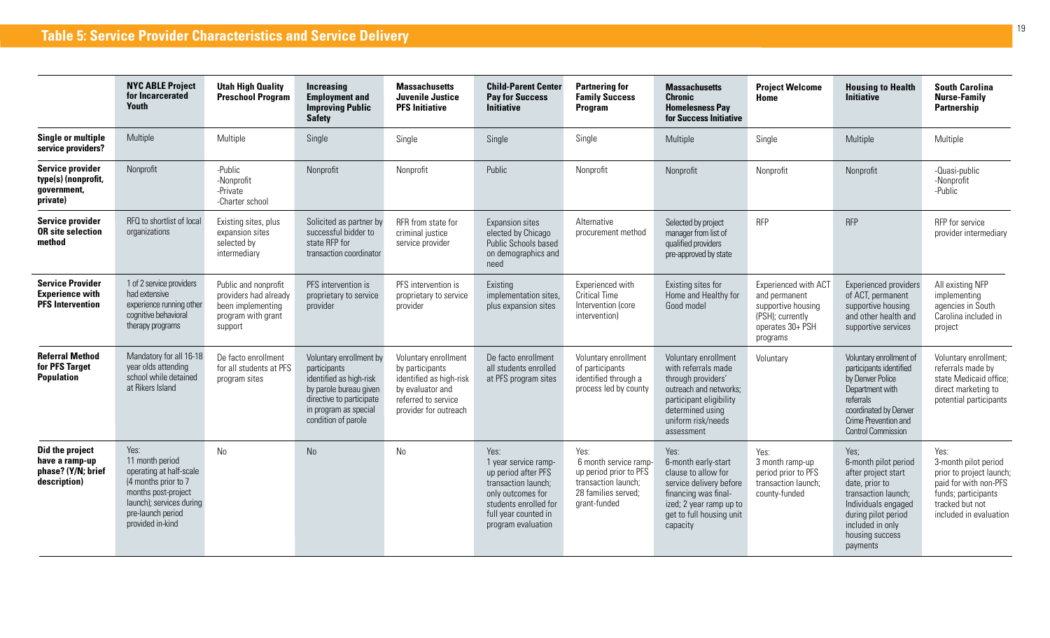## Table 5: Service Provider Characteristics and Service Delivery

| | NYC ABLE Project for Incarcerated Youth | Utah High Quality Preschool Program | Increasing Employment and Improving Public Safety | Massachusetts Juvenile Justice PFS Initiative | Child-Parent Center Pay for Success Initiative | Partnering for Family Success Program | Massachusetts Chronic Homelessness Pay for Success Initiative | Project Welcome Home | Housing to Health Initiative | South Carolina Nurse-Family Partnership |
|---|---|---|---|---|---|---|---|---|---|---|
| **Single or multiple service providers?** | Multiple | Multiple | Single | Single | Single | Single | Multiple | Single | Multiple | Multiple |
| **Service provider type(s) (nonprofit, government, private)** | Nonprofit | -Public<br>-Nonprofit<br>-Private<br>-Charter school | Nonprofit | Nonprofit | Public | Nonprofit | Nonprofit | Nonprofit | Nonprofit | -Quasi-public<br>-Nonprofit<br>-Public |
| **Service provider OR site selection method** | RFQ to shortlist of local organizations | Existing sites, plus expansion sites selected by intermediary | Solicited as partner by successful bidder to state RFP for transaction coordinator | RFR from state for criminal justice service provider | Expansion sites elected by Chicago Public Schools based on demographics and need | Alternative procurement method | Selected by project manager from list of qualified providers pre-approved by state | RFP | RFP | RFP for service provider intermediary |
| **Service Provider Experience with PFS Intervention** | 1 of 2 service providers had extensive experience running other cognitive behavioral therapy programs | Public and nonprofit providers had already been implementing program with grant support | PFS intervention is proprietary to service provider | PFS intervention is proprietary to service provider | Existing implementation sites, plus expansion sites | Experienced with Critical Time Intervention (core intervention) | Existing sites for Home and Healthy for Good model | Experienced with ACT and permanent supportive housing (PSH); currently operates 30+ PSH programs | Experienced providers of ACT, permanent supportive housing and other health and supportive services | All existing NFP implementing agencies in South Carolina included in project |
| **Referral Method for PFS Target Population** | Mandatory for all 16-18 year olds attending school while detained at Rikers Island | De facto enrollment for all students at PFS program sites | Voluntary enrollment by participants identified as high-risk by parole bureau given directive to participate in program as special condition of parole | Voluntary enrollment by participants identified as high-risk by evaluator and referred to service provider for outreach | De facto enrollment all students enrolled at PFS program sites | Voluntary enrollment of participants identified through a process led by county | Voluntary enrollment with referrals made through providers' outreach and networks; participant eligibility determined using uniform risk/needs assessment | Voluntary | Voluntary enrollment of participants identified by Denver Police Department with referrals coordinated by Denver Crime Prevention and Control Commission | Voluntary enrollment; referrals made by state Medicaid office; direct marketing to potential participants |
| **Did the project have a ramp-up phase? (Y/N; brief description)** | Yes:<br>11 month period operating at half-scale (4 months prior to 7 months post-project launch); services during pre-launch period provided in-kind | No | No | No | Yes:<br>1 year service ramp-up period after PFS transaction launch; only outcomes for students enrolled for full year counted in program evaluation | Yes:<br>6 month service ramp-up period prior to PFS transaction launch; 28 families served; grant-funded | Yes:<br>6-month early-start clause to allow for service delivery before financing was final-ized; 2 year ramp up to get to full housing unit capacity | Yes:<br>3 month ramp-up period prior to PFS transaction launch; county-funded | Yes;<br>6-month pilot period after project start date, prior to transaction launch; Individuals engaged during pilot period included in only housing success payments | Yes:<br>3-month pilot period prior to project launch; paid for with non-PFS funds; participants tracked but not included in evaluation |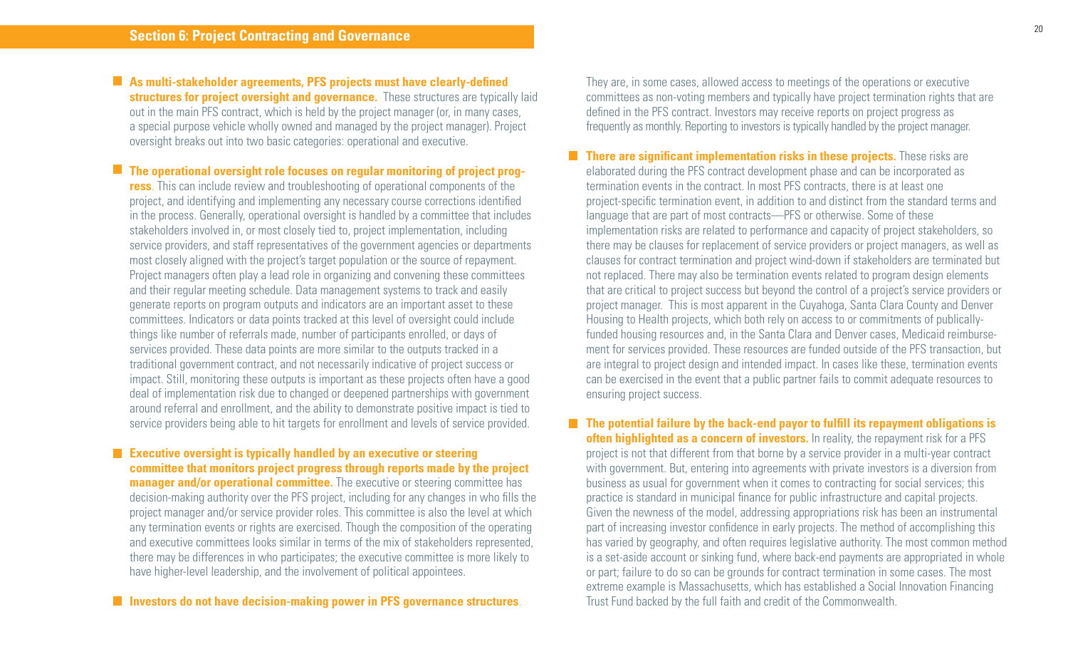## Section 6: Project Contracting and Governance

- **As multi-stakeholder agreements, PFS projects must have clearly-defined structures for project oversight and governance.** These structures are typically laid out in the main PFS contract, which is held by the project manager (or, in many cases, a special purpose vehicle wholly owned and managed by the project manager). Project oversight breaks out into two basic categories: operational and executive.

- **The operational oversight role focuses on regular monitoring of project progress**. This can include review and troubleshooting of operational components of the project, and identifying and implementing any necessary course corrections identified in the process. Generally, operational oversight is handled by a committee that includes stakeholders involved in, or most closely tied to, project implementation, including service providers, and staff representatives of the government agencies or departments most closely aligned with the project's target population or the source of repayment. Project managers often play a lead role in organizing and convening these committees and their regular meeting schedule. Data management systems to track and easily generate reports on program outputs and indicators are an important asset to these committees. Indicators or data points tracked at this level of oversight could include things like number of referrals made, number of participants enrolled, or days of services provided. These data points are more similar to the outputs tracked in a traditional government contract, and not necessarily indicative of project success or impact. Still, monitoring these outputs is important as these projects often have a good deal of implementation risk due to changed or deepened partnerships with government around referral and enrollment, and the ability to demonstrate positive impact is tied to service providers being able to hit targets for enrollment and levels of service provided.

- **Executive oversight is typically handled by an executive or steering committee that monitors project progress through reports made by the project manager and/or operational committee.** The executive or steering committee has decision-making authority over the PFS project, including for any changes in who fills the project manager and/or service provider roles. This committee is also the level at which any termination events or rights are exercised. Though the composition of the operating and executive committees looks similar in terms of the mix of stakeholders represented, there may be differences in who participates; the executive committee is more likely to have higher-level leadership, and the involvement of political appointees.

- **Investors do not have decision-making power in PFS governance structures**. They are, in some cases, allowed access to meetings of the operations or executive committees as non-voting members and typically have project termination rights that are defined in the PFS contract. Investors may receive reports on project progress as frequently as monthly. Reporting to investors is typically handled by the project manager.

- **There are significant implementation risks in these projects.** These risks are elaborated during the PFS contract development phase and can be incorporated as termination events in the contract. In most PFS contracts, there is at least one project-specific termination event, in addition to and distinct from the standard terms and language that are part of most contracts—PFS or otherwise. Some of these implementation risks are related to performance and capacity of project stakeholders, so there may be clauses for replacement of service providers or project managers, as well as clauses for contract termination and project wind-down if stakeholders are terminated but not replaced. There may also be termination events related to program design elements that are critical to project success but beyond the control of a project's service providers or project manager. This is most apparent in the Cuyahoga, Santa Clara County and Denver Housing to Health projects, which both rely on access to or commitments of publically-funded housing resources and, in the Santa Clara and Denver cases, Medicaid reimbursement for services provided. These resources are funded outside of the PFS transaction, but are integral to project design and intended impact. In cases like these, termination events can be exercised in the event that a public partner fails to commit adequate resources to ensuring project success.

- **The potential failure by the back-end payor to fulfill its repayment obligations is often highlighted as a concern of investors.** In reality, the repayment risk for a PFS project is not that different from that borne by a service provider in a multi-year contract with government. But, entering into agreements with private investors is a diversion from business as usual for government when it comes to contracting for social services; this practice is standard in municipal finance for public infrastructure and capital projects. Given the newness of the model, addressing appropriations risk has been an instrumental part of increasing investor confidence in early projects. The method of accomplishing this has varied by geography, and often requires legislative authority. The most common method is a set-aside account or sinking fund, where back-end payments are appropriated in whole or part; failure to do so can be grounds for contract termination in some cases. The most extreme example is Massachusetts, which has established a Social Innovation Financing Trust Fund backed by the full faith and credit of the Commonwealth.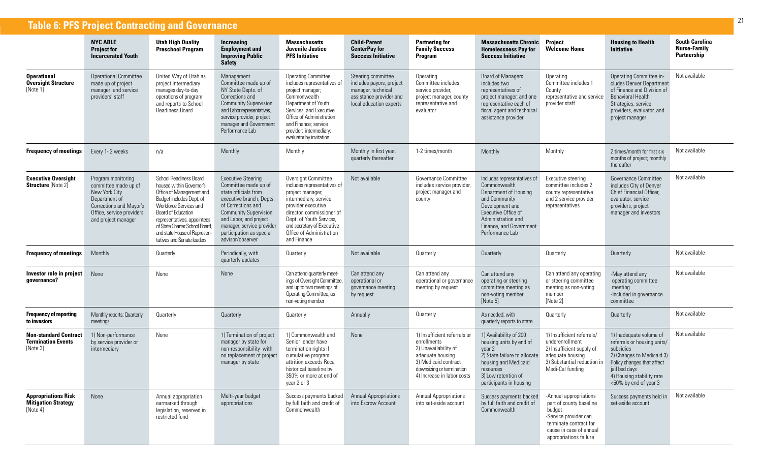## Table 6: PFS Project Contracting and Governance

| | NYC ABLE Project for Incarcerated Youth | Utah High Quality Preschool Program | Increasing Employment and Improving Public Safety | Massachusetts Juvenile Justice PFS Initiative | Child-Parent CenterPay for Success Initiative | Partnering for Family Success Program | Massachusetts Chronic Homelessness Pay for Success Initiative | Project Welcome Home | Housing to Health Initiative | South Carolina Nurse-Family Partnership |
|---|---|---|---|---|---|---|---|---|---|---|
| **Operational Oversight Structure** [Note 1] | Operational Committee made up of project manager and service providers' staff | United Way of Utah as project intermediary manages day-to-day operations of program and reports to School Readiness Board | Management Committee made up of NY State Depts. of Corrections and Community Supervision and Labor representatives, service provider, project manager and Government Performance Lab | Operating Committee includes representatives of project manager; Commonwealth Department of Youth Services, and Executive Office of Administration and Finance; service provider; intermediary; evaluator by invitation | Steering committee includes payors, project manager, technical assistance provider and local education experts | Operating Committee includes service provider, project manager, county representative and evaluator | Board of Managers includes two representatives of project manager, and one representative each of fiscal agent and technical assistance provider | Operating Committee includes 1 County representative and service provider staff | Operating Committee includes Denver Department of Finance and Division of Behavioral Health Strategies, service providers, evaluator, and project manager | Not available |
| **Frequency of meetings** | Every 1- 2 weeks | n/a | Monthly | Monthly | Monthly in first year, quarterly thereafter | 1-2 times/month | Monthly | Monthly | 2 times/month for first six months of project; monthly thereafter | Not available |
| **Executive Oversight Structure** [Note 2] | Program monitoring committee made up of New York City Department of Corrections and Mayor's Office, service providers and project manager | School Readiness Board housed within Governor's Office of Management and Budget includes Dept. of Workforce Services and Board of Education representatives, appointees of State Charter School Board, and state House of Representatives and Senate leaders | Executive Steering Committee made up of state officials from executive branch, Depts. of Corrections and Community Supervision and Labor, and project manager; service provider participation as special advisor/observer | Oversight Committee includes representatives of project manager, intermediary, service provider executive director, commissioner of Dept. of Youth Services, and secretary of Executive Office of Administration and Finance | Not available | Governance Committee includes service provider, project manager and county | Includes representatives of Commonwealth Department of Housing and Community Development and Executive Office of Administration and Finance, and Government Performance Lab | Executive steering committee includes 2 county representative and 2 service provider representatives | Governance Committee includes City of Denver Chief Financial Officer, evaluator, service providers, project manager and investors | Not available |
| **Frequency of meetings** | Monthly | Quarterly | Periodically, with quarterly updates | Quarterly | Not available | Quarterly | Quarterly | Quarterly | Quarterly | Not available |
| **Investor role in project governance?** | None | None | None | Can attend quarterly meetings of Oversight Committee, and up to two meetings of Operating Committee, as non-voting member | Can attend any operational or governance meeting by request | Can attend any operational or governance meeting by request | Can attend any operating or steering committee meeting as non-voting member [Note 5] | Can attend any operating or steering committee meeting as non-voting member [Note 2] | -May attend any operating committee meeting<br>-Included in governance committee | Not available |
| **Frequency of reporting to investors** | Monthly reports; Quarterly meetings | Quarterly | Quarterly | Quarterly | Annually | Quarterly | As needed, with quarterly reports to state | Quarterly | Quarterly | Not available |
| **Non-standard Contract Termination Events** [Note 3] | 1) Non-performance by service provider or intermediary | None | 1) Termination of project manager by state for non-responsibility with no replacement of project manager by state | 1) Commonwealth and Senior lender have termination rights if cumulative program attrition exceeds Roca historical baseline by 350% or more at end of year 2 or 3 | None | 1) Insufficient referrals or enrollments<br>2) Unavailability of adequate housing<br>3) Medicaid contract downsizing or termination<br>4) Increase in labor costs | 1) Availability of 200 housing units by end of year 2<br>2) State failure to allocate housing and Medicaid resources<br>3) Low retention of participants in housing | 1) Insufficient referrals/ underenrollment<br>2) Insufficient supply of adequate housing<br>3) Substantial reduction in Medi-Cal funding | 1) Inadequate volume of referrals or housing units/ subsidies<br>2) Changes to Medicaid 3) Policy changes that affect jail bed days<br>4) Housing stability rate <50% by end of year 3 | Not available |
| **Appropriations Risk Mitigation Strategy** [Note 4] | None | Annual appropriation earmarked through legislation, reserved in restricted fund | Multi-year budget appropriations | Success payments backed by full faith and credit of Commonwealth | Annual Appropriations into Escrow Account | Annual Appropriations into set-aside account | Success payments backed by full faith and credit of Commonwealth | -Annual appropriations part of county baseline budget<br>-Service provider can terminate contract for cause in case of annual appropriations failure | Success payments held in set-aside account | Not available |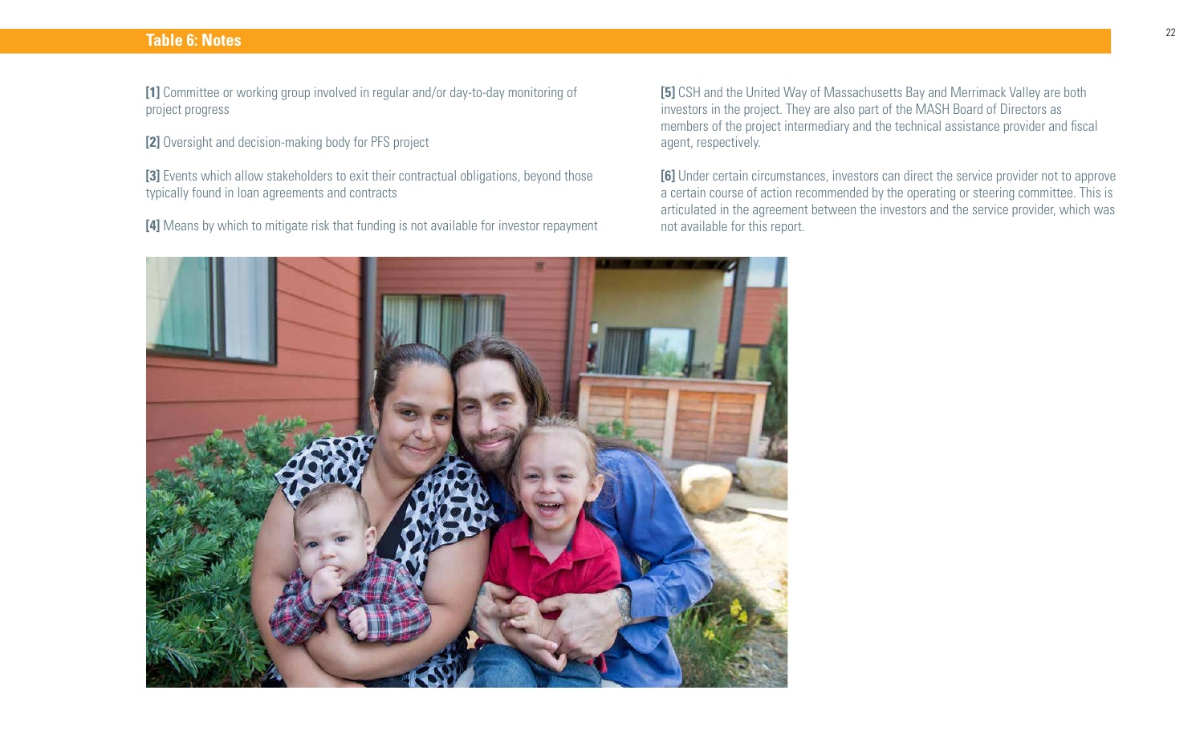## Table 6: Notes

**[1]** Committee or working group involved in regular and/or day-to-day monitoring of project progress

**[2]** Oversight and decision-making body for PFS project

**[3]** Events which allow stakeholders to exit their contractual obligations, beyond those typically found in loan agreements and contracts

**[4]** Means by which to mitigate risk that funding is not available for investor repayment

**[5]** CSH and the United Way of Massachusetts Bay and Merrimack Valley are both investors in the project. They are also part of the MASH Board of Directors as members of the project intermediary and the technical assistance provider and fiscal agent, respectively.

**[6]** Under certain circumstances, investors can direct the service provider not to approve a certain course of action recommended by the operating or steering committee. This is articulated in the agreement between the investors and the service provider, which was not available for this report.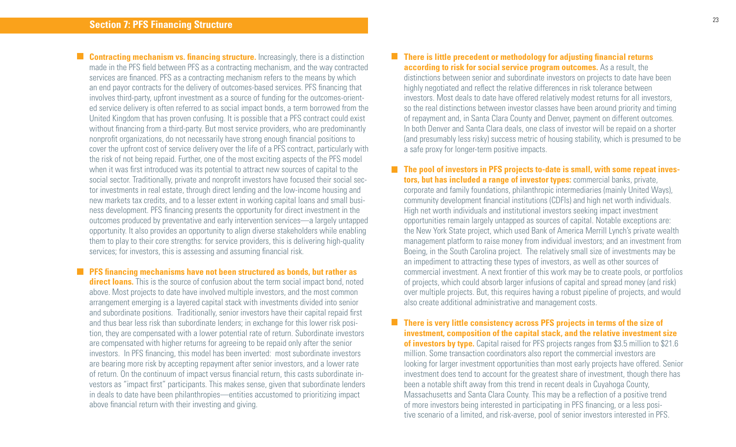## Section 7: PFS Financing Structure

- **Contracting mechanism vs. financing structure.** Increasingly, there is a distinction made in the PFS field between PFS as a contracting mechanism, and the way contracted services are financed. PFS as a contracting mechanism refers to the means by which an end payor contracts for the delivery of outcomes-based services. PFS financing that involves third-party, upfront investment as a source of funding for the outcomes-oriented service delivery is often referred to as social impact bonds, a term borrowed from the United Kingdom that has proven confusing. It is possible that a PFS contract could exist without financing from a third-party. But most service providers, who are predominantly nonprofit organizations, do not necessarily have strong enough financial positions to cover the upfront cost of service delivery over the life of a PFS contract, particularly with the risk of not being repaid. Further, one of the most exciting aspects of the PFS model when it was first introduced was its potential to attract new sources of capital to the social sector. Traditionally, private and nonprofit investors have focused their social sector investments in real estate, through direct lending and the low-income housing and new markets tax credits, and to a lesser extent in working capital loans and small business development. PFS financing presents the opportunity for direct investment in the outcomes produced by preventative and early intervention services—a largely untapped opportunity. It also provides an opportunity to align diverse stakeholders while enabling them to play to their core strengths: for service providers, this is delivering high-quality services; for investors, this is assessing and assuming financial risk.

- **PFS financing mechanisms have not been structured as bonds, but rather as direct loans.** This is the source of confusion about the term social impact bond, noted above. Most projects to date have involved multiple investors, and the most common arrangement emerging is a layered capital stack with investments divided into senior and subordinate positions. Traditionally, senior investors have their capital repaid first and thus bear less risk than subordinate lenders; in exchange for this lower risk position, they are compensated with a lower potential rate of return. Subordinate investors are compensated with higher returns for agreeing to be repaid only after the senior investors. In PFS financing, this model has been inverted: most subordinate investors are bearing more risk by accepting repayment after senior investors, and a lower rate of return. On the continuum of impact versus financial return, this casts subordinate investors as "impact first" participants. This makes sense, given that subordinate lenders in deals to date have been philanthropies—entities accustomed to prioritizing impact above financial return with their investing and giving.

- **There is little precedent or methodology for adjusting financial returns according to risk for social service program outcomes.** As a result, the distinctions between senior and subordinate investors on projects to date have been highly negotiated and reflect the relative differences in risk tolerance between investors. Most deals to date have offered relatively modest returns for all investors, so the real distinctions between investor classes have been around priority and timing of repayment and, in Santa Clara County and Denver, payment on different outcomes. In both Denver and Santa Clara deals, one class of investor will be repaid on a shorter (and presumably less risky) success metric of housing stability, which is presumed to be a safe proxy for longer-term positive impacts.

- **The pool of investors in PFS projects to-date is small, with some repeat investors, but has included a range of investor types:** commercial banks, private, corporate and family foundations, philanthropic intermediaries (mainly United Ways), community development financial institutions (CDFIs) and high net worth individuals. High net worth individuals and institutional investors seeking impact investment opportunities remain largely untapped as sources of capital. Notable exceptions are: the New York State project, which used Bank of America Merrill Lynch's private wealth management platform to raise money from individual investors; and an investment from Boeing, in the South Carolina project. The relatively small size of investments may be an impediment to attracting these types of investors, as well as other sources of commercial investment. A next frontier of this work may be to create pools, or portfolios of projects, which could absorb larger infusions of capital and spread money (and risk) over multiple projects. But, this requires having a robust pipeline of projects, and would also create additional administrative and management costs.

- **There is very little consistency across PFS projects in terms of the size of investment, composition of the capital stack, and the relative investment size of investors by type.** Capital raised for PFS projects ranges from $3.5 million to $21.6 million. Some transaction coordinators also report the commercial investors are looking for larger investment opportunities than most early projects have offered. Senior investment does tend to account for the greatest share of investment, though there has been a notable shift away from this trend in recent deals in Cuyahoga County, Massachusetts and Santa Clara County. This may be a reflection of a positive trend of more investors being interested in participating in PFS financing, or a less positive scenario of a limited, and risk-averse, pool of senior investors interested in PFS.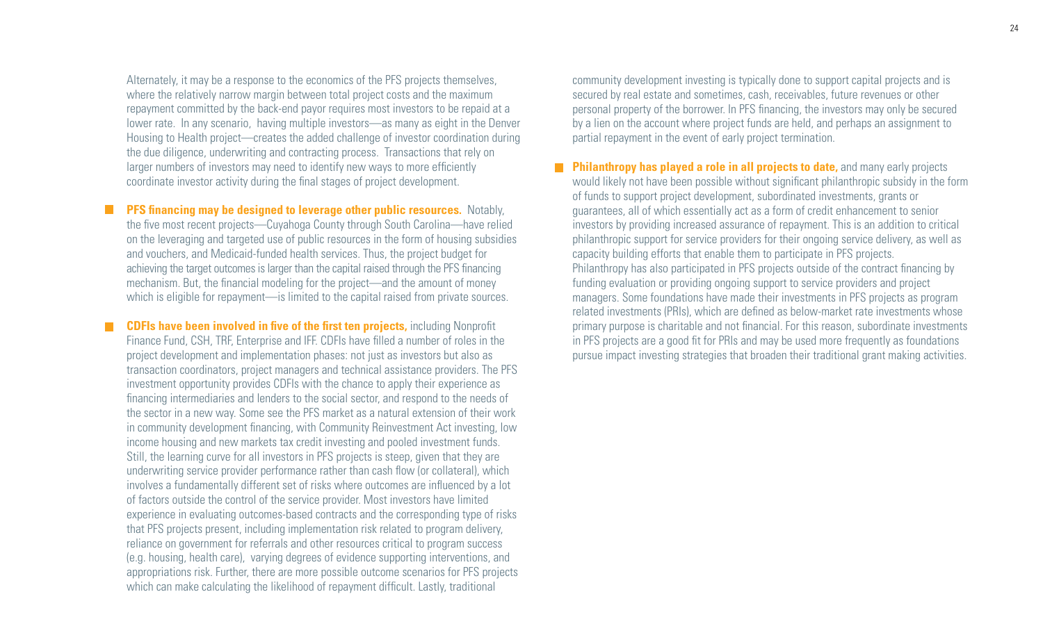Alternately, it may be a response to the economics of the PFS projects themselves, where the relatively narrow margin between total project costs and the maximum repayment committed by the back-end payor requires most investors to be repaid at a lower rate. In any scenario, having multiple investors—as many as eight in the Denver Housing to Health project—creates the added challenge of investor coordination during the due diligence, underwriting and contracting process. Transactions that rely on larger numbers of investors may need to identify new ways to more efficiently coordinate investor activity during the final stages of project development.

- **PFS financing may be designed to leverage other public resources.** Notably, the five most recent projects—Cuyahoga County through South Carolina—have relied on the leveraging and targeted use of public resources in the form of housing subsidies and vouchers, and Medicaid-funded health services. Thus, the project budget for achieving the target outcomes is larger than the capital raised through the PFS financing mechanism. But, the financial modeling for the project—and the amount of money which is eligible for repayment—is limited to the capital raised from private sources.

- **CDFIs have been involved in five of the first ten projects,** including Nonprofit Finance Fund, CSH, TRF, Enterprise and IFF. CDFIs have filled a number of roles in the project development and implementation phases: not just as investors but also as transaction coordinators, project managers and technical assistance providers. The PFS investment opportunity provides CDFIs with the chance to apply their experience as financing intermediaries and lenders to the social sector, and respond to the needs of the sector in a new way. Some see the PFS market as a natural extension of their work in community development financing, with Community Reinvestment Act investing, low income housing and new markets tax credit investing and pooled investment funds. Still, the learning curve for all investors in PFS projects is steep, given that they are underwriting service provider performance rather than cash flow (or collateral), which involves a fundamentally different set of risks where outcomes are influenced by a lot of factors outside the control of the service provider. Most investors have limited experience in evaluating outcomes-based contracts and the corresponding type of risks that PFS projects present, including implementation risk related to program delivery, reliance on government for referrals and other resources critical to program success (e.g. housing, health care), varying degrees of evidence supporting interventions, and appropriations risk. Further, there are more possible outcome scenarios for PFS projects which can make calculating the likelihood of repayment difficult. Lastly, traditional community development investing is typically done to support capital projects and is secured by real estate and sometimes, cash, receivables, future revenues or other personal property of the borrower. In PFS financing, the investors may only be secured by a lien on the account where project funds are held, and perhaps an assignment to partial repayment in the event of early project termination.

- **Philanthropy has played a role in all projects to date,** and many early projects would likely not have been possible without significant philanthropic subsidy in the form of funds to support project development, subordinated investments, grants or guarantees, all of which essentially act as a form of credit enhancement to senior investors by providing increased assurance of repayment. This is an addition to critical philanthropic support for service providers for their ongoing service delivery, as well as capacity building efforts that enable them to participate in PFS projects. Philanthropy has also participated in PFS projects outside of the contract financing by funding evaluation or providing ongoing support to service providers and project managers. Some foundations have made their investments in PFS projects as program related investments (PRIs), which are defined as below-market rate investments whose primary purpose is charitable and not financial. For this reason, subordinate investments in PFS projects are a good fit for PRIs and may be used more frequently as foundations pursue impact investing strategies that broaden their traditional grant making activities.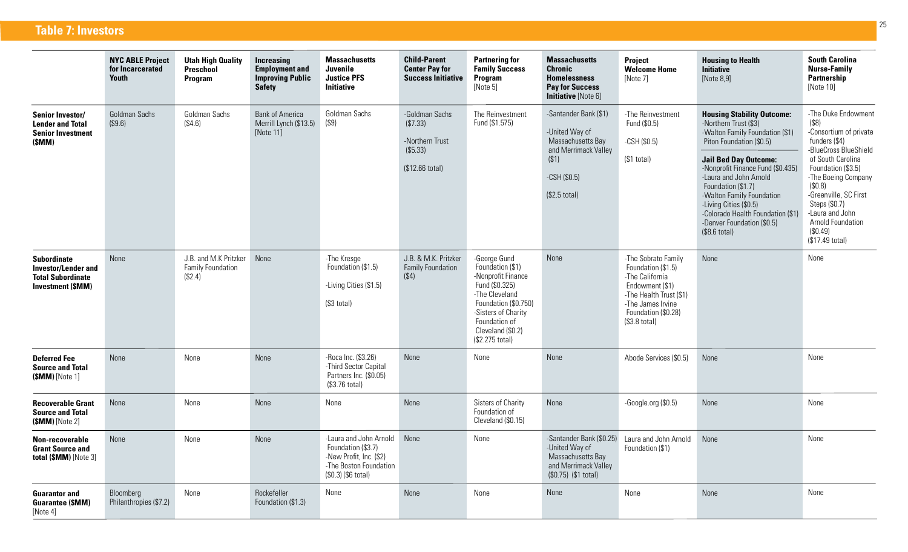## Table 7: Investors

| | NYC ABLE Project for Incarcerated Youth | Utah High Quality Preschool Program | Increasing Employment and Improving Public Safety | Massachusetts Juvenile Justice PFS Initiative | Child-Parent Center Pay for Success Initiative | Partnering for Family Success Program [Note 5] | Massachusetts Chronic Homelessness Pay for Success Initiative [Note 6] | Project Welcome Home [Note 7] | Housing to Health Initiative [Note 8,9] | South Carolina Nurse-Family Partnership [Note 10] |
|---|---|---|---|---|---|---|---|---|---|---|
| **Senior Investor/ Lender and Total Senior Investment ($MM)** | Goldman Sachs ($9.6) | Goldman Sachs ($4.6) | Bank of America Merrill Lynch ($13.5) [Note 11] | Goldman Sachs ($9) | -Goldman Sachs ($7.33)<br>-Northern Trust ($5.33)<br>($12.66 total) | The Reinvestment Fund ($1.575) | -Santander Bank ($1)<br>-United Way of Massachusetts Bay and Merrimack Valley ($1)<br>-CSH ($0.5)<br>($2.5 total) | -The Reinvestment Fund ($0.5)<br>-CSH ($0.5)<br>($1 total) | **Housing Stability Outcome:**<br>-Northern Trust ($3)<br>-Walton Family Foundation ($1) Piton Foundation ($0.5)<br>**Jail Bed Day Outcome:**<br>-Nonprofit Finance Fund ($0.435)<br>-Laura and John Arnold Foundation ($1.7)<br>-Walton Family Foundation<br>-Living Cities ($0.5)<br>-Colorado Health Foundation ($1)<br>-Denver Foundation ($0.5)<br>($8.6 total) | -The Duke Endowment ($8)<br>-Consortium of private funders ($4)<br>-BlueCross BlueShield of South Carolina Foundation ($3.5)<br>-The Boeing Company ($0.8)<br>-Greenville, SC First Steps ($0.7)<br>-Laura and John Arnold Foundation ($0.49)<br>($17.49 total) |
| **Subordinate Investor/Lender and Total Subordinate Investment ($MM)** | None | J.B. and M.K Pritzker Family Foundation ($2.4) | None | -The Kresge Foundation ($1.5)<br>-Living Cities ($1.5)<br>($3 total) | J.B. & M.K. Pritzker Family Foundation ($4) | -George Gund Foundation ($1)<br>-Nonprofit Finance Fund ($0.325)<br>-The Cleveland Foundation ($0.750)<br>-Sisters of Charity Foundation of Cleveland ($0.2)<br>($2.275 total) | None | -The Sobrato Family Foundation ($1.5)<br>-The California Endowment ($1)<br>-The Health Trust ($1)<br>-The James Irvine Foundation ($0.28)<br>($3.8 total) | None | None |
| **Deferred Fee Source and Total ($MM)** [Note 1] | None | None | None | -Roca Inc. ($3.26)<br>-Third Sector Capital Partners Inc. ($0.05)<br>($3.76 total) | None | None | None | Abode Services ($0.5) | None | None |
| **Recoverable Grant Source and Total ($MM)** [Note 2] | None | None | None | None | None | Sisters of Charity Foundation of Cleveland ($0.15) | None | -Google.org ($0.5) | None | None |
| **Non-recoverable Grant Source and total ($MM)** [Note 3] | None | None | None | -Laura and John Arnold Foundation ($3.7)<br>-New Profit, Inc. ($2)<br>-The Boston Foundation ($0.3) ($6 total) | None | None | -Santander Bank ($0.25)<br>-United Way of Massachusetts Bay and Merrimack Valley ($0.75) ($1 total) | Laura and John Arnold Foundation ($1) | None | None |
| **Guarantor and Guarantee ($MM)** [Note 4] | Bloomberg Philanthropies ($7.2) | None | Rockefeller Foundation ($1.3) | None | None | None | None | None | None | None |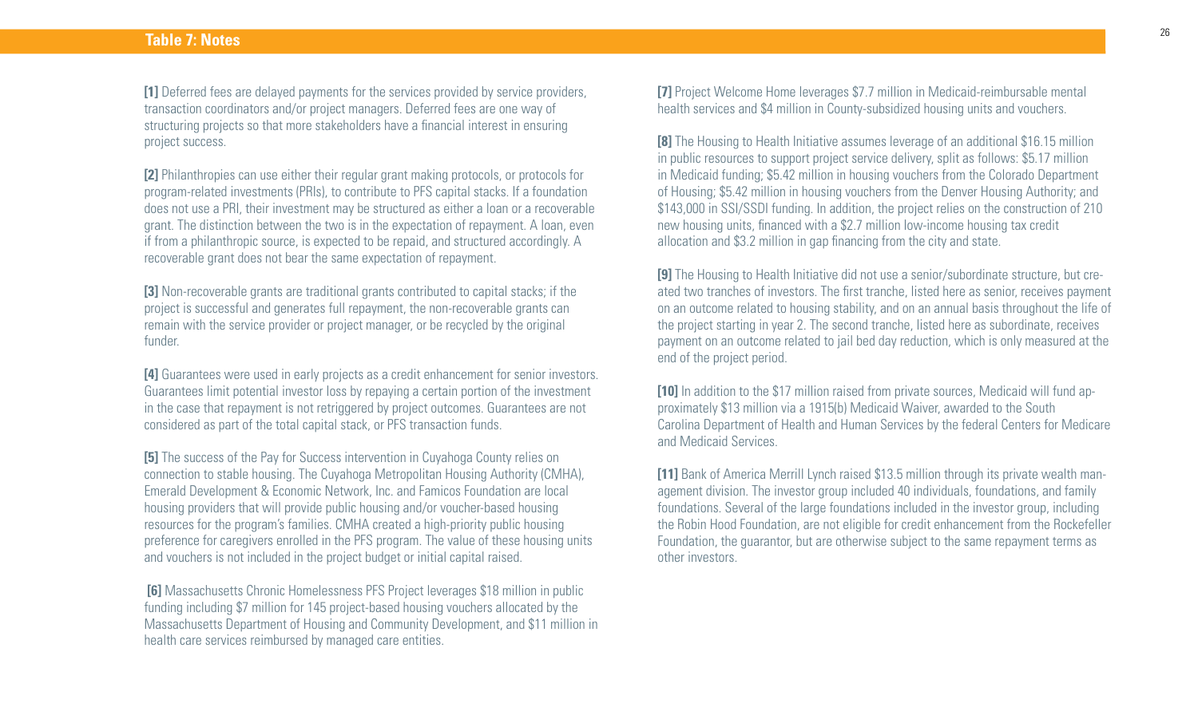## Table 7: Notes

**[1]** Deferred fees are delayed payments for the services provided by service providers, transaction coordinators and/or project managers. Deferred fees are one way of structuring projects so that more stakeholders have a financial interest in ensuring project success.

**[2]** Philanthropies can use either their regular grant making protocols, or protocols for program-related investments (PRIs), to contribute to PFS capital stacks. If a foundation does not use a PRI, their investment may be structured as either a loan or a recoverable grant. The distinction between the two is in the expectation of repayment. A loan, even if from a philanthropic source, is expected to be repaid, and structured accordingly. A recoverable grant does not bear the same expectation of repayment.

**[3]** Non-recoverable grants are traditional grants contributed to capital stacks; if the project is successful and generates full repayment, the non-recoverable grants can remain with the service provider or project manager, or be recycled by the original funder.

**[4]** Guarantees were used in early projects as a credit enhancement for senior investors. Guarantees limit potential investor loss by repaying a certain portion of the investment in the case that repayment is not retriggered by project outcomes. Guarantees are not considered as part of the total capital stack, or PFS transaction funds.

**[5]** The success of the Pay for Success intervention in Cuyahoga County relies on connection to stable housing. The Cuyahoga Metropolitan Housing Authority (CMHA), Emerald Development & Economic Network, Inc. and Famicos Foundation are local housing providers that will provide public housing and/or voucher-based housing resources for the program's families. CMHA created a high-priority public housing preference for caregivers enrolled in the PFS program. The value of these housing units and vouchers is not included in the project budget or initial capital raised.

**[6]** Massachusetts Chronic Homelessness PFS Project leverages $18 million in public funding including $7 million for 145 project-based housing vouchers allocated by the Massachusetts Department of Housing and Community Development, and $11 million in health care services reimbursed by managed care entities.

**[7]** Project Welcome Home leverages $7.7 million in Medicaid-reimbursable mental health services and $4 million in County-subsidized housing units and vouchers.

**[8]** The Housing to Health Initiative assumes leverage of an additional $16.15 million in public resources to support project service delivery, split as follows: $5.17 million in Medicaid funding; $5.42 million in housing vouchers from the Colorado Department of Housing; $5.42 million in housing vouchers from the Denver Housing Authority; and $143,000 in SSI/SSDI funding. In addition, the project relies on the construction of 210 new housing units, financed with a $2.7 million low-income housing tax credit allocation and $3.2 million in gap financing from the city and state.

**[9]** The Housing to Health Initiative did not use a senior/subordinate structure, but created two tranches of investors. The first tranche, listed here as senior, receives payment on an outcome related to housing stability, and on an annual basis throughout the life of the project starting in year 2. The second tranche, listed here as subordinate, receives payment on an outcome related to jail bed day reduction, which is only measured at the end of the project period.

**[10]** In addition to the $17 million raised from private sources, Medicaid will fund approximately $13 million via a 1915(b) Medicaid Waiver, awarded to the South Carolina Department of Health and Human Services by the federal Centers for Medicare and Medicaid Services.

**[11]** Bank of America Merrill Lynch raised $13.5 million through its private wealth management division. The investor group included 40 individuals, foundations, and family foundations. Several of the large foundations included in the investor group, including the Robin Hood Foundation, are not eligible for credit enhancement from the Rockefeller Foundation, the guarantor, but are otherwise subject to the same repayment terms as other investors.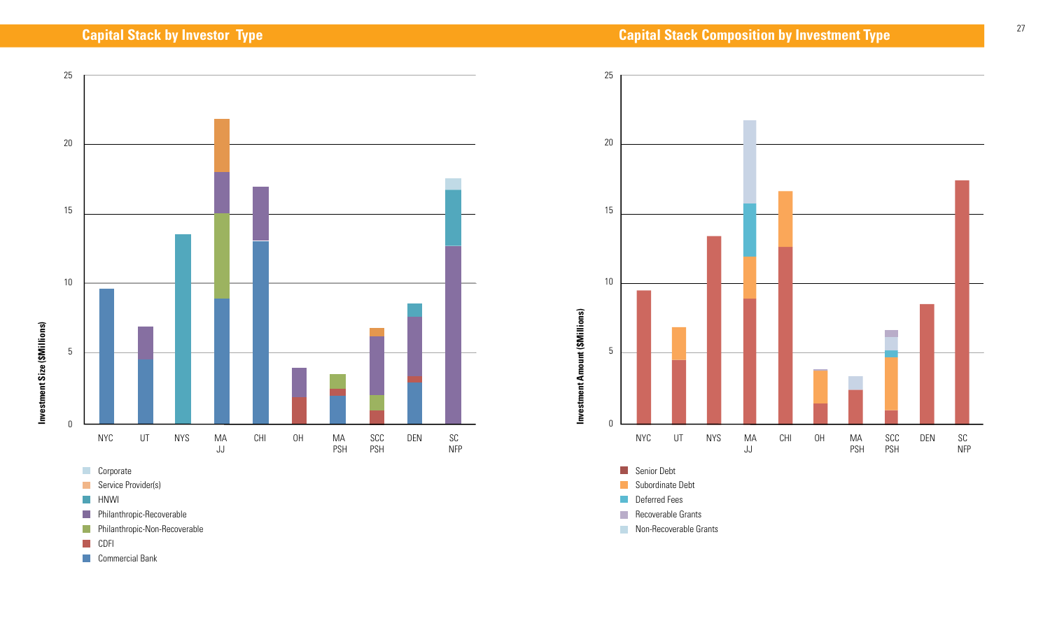## Capital Stack by Investor Type

Investment Size ($Millions)

25
20
15
10
5
0

NYC | UT | NYS | MA JJ | CHI | OH | MA PSH | SCC PSH | DEN | SC NFP

- Corporate
- Service Provider(s)
- HNWI
- Philanthropic-Recoverable
- Philanthropic-Non-Recoverable
- CDFI
- Commercial Bank

## Capital Stack Composition by Investment Type

Investment Amount ($Millions)

25
20
15
10
5
0

NYC | UT | NYS | MA JJ | CHI | OH | MA PSH | SCC PSH | DEN | SC NFP

- Senior Debt
- Subordinate Debt
- Deferred Fees
- Recoverable Grants
- Non-Recoverable Grants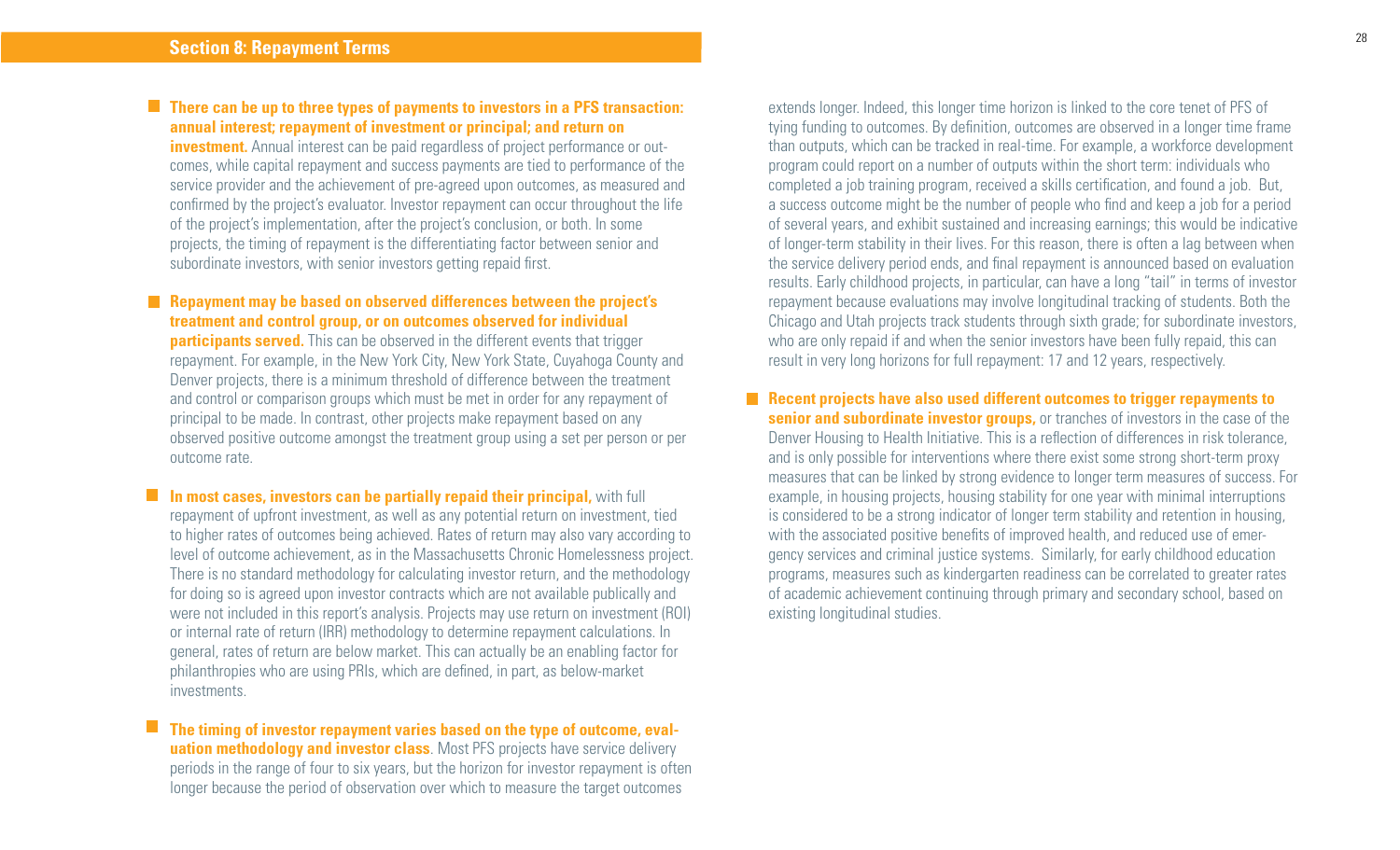## Section 8: Repayment Terms

- **There can be up to three types of payments to investors in a PFS transaction: annual interest; repayment of investment or principal; and return on investment.** Annual interest can be paid regardless of project performance or outcomes, while capital repayment and success payments are tied to performance of the service provider and the achievement of pre-agreed upon outcomes, as measured and confirmed by the project's evaluator. Investor repayment can occur throughout the life of the project's implementation, after the project's conclusion, or both. In some projects, the timing of repayment is the differentiating factor between senior and subordinate investors, with senior investors getting repaid first.

- **Repayment may be based on observed differences between the project's treatment and control group, or on outcomes observed for individual participants served.** This can be observed in the different events that trigger repayment. For example, in the New York City, New York State, Cuyahoga County and Denver projects, there is a minimum threshold of difference between the treatment and control or comparison groups which must be met in order for any repayment of principal to be made. In contrast, other projects make repayment based on any observed positive outcome amongst the treatment group using a set per person or per outcome rate.

- **In most cases, investors can be partially repaid their principal,** with full repayment of upfront investment, as well as any potential return on investment, tied to higher rates of outcomes being achieved. Rates of return may also vary according to level of outcome achievement, as in the Massachusetts Chronic Homelessness project. There is no standard methodology for calculating investor return, and the methodology for doing so is agreed upon investor contracts which are not available publically and were not included in this report's analysis. Projects may use return on investment (ROI) or internal rate of return (IRR) methodology to determine repayment calculations. In general, rates of return are below market. This can actually be an enabling factor for philanthropies who are using PRIs, which are defined, in part, as below-market investments.

- **The timing of investor repayment varies based on the type of outcome, evaluation methodology and investor class.** Most PFS projects have service delivery periods in the range of four to six years, but the horizon for investor repayment is often longer because the period of observation over which to measure the target outcomes extends longer. Indeed, this longer time horizon is linked to the core tenet of PFS of tying funding to outcomes. By definition, outcomes are observed in a longer time frame than outputs, which can be tracked in real-time. For example, a workforce development program could report on a number of outputs within the short term: individuals who completed a job training program, received a skills certification, and found a job. But, a success outcome might be the number of people who find and keep a job for a period of several years, and exhibit sustained and increasing earnings; this would be indicative of longer-term stability in their lives. For this reason, there is often a lag between when the service delivery period ends, and final repayment is announced based on evaluation results. Early childhood projects, in particular, can have a long "tail" in terms of investor repayment because evaluations may involve longitudinal tracking of students. Both the Chicago and Utah projects track students through sixth grade; for subordinate investors, who are only repaid if and when the senior investors have been fully repaid, this can result in very long horizons for full repayment: 17 and 12 years, respectively.

- **Recent projects have also used different outcomes to trigger repayments to senior and subordinate investor groups,** or tranches of investors in the case of the Denver Housing to Health Initiative. This is a reflection of differences in risk tolerance, and is only possible for interventions where there exist some strong short-term proxy measures that can be linked by strong evidence to longer term measures of success. For example, in housing projects, housing stability for one year with minimal interruptions is considered to be a strong indicator of longer term stability and retention in housing, with the associated positive benefits of improved health, and reduced use of emergency services and criminal justice systems. Similarly, for early childhood education programs, measures such as kindergarten readiness can be correlated to greater rates of academic achievement continuing through primary and secondary school, based on existing longitudinal studies.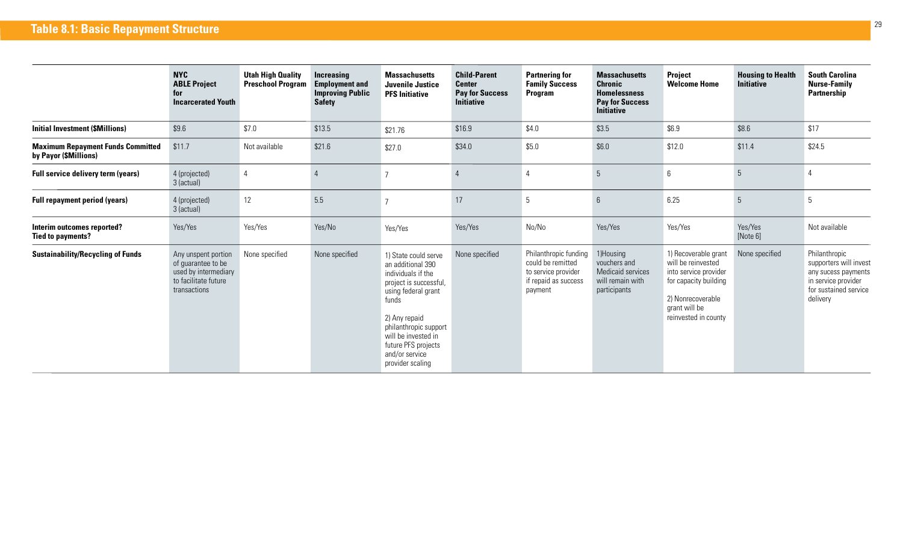## Table 8.1: Basic Repayment Structure

| | NYC ABLE Project for Incarcerated Youth | Utah High Quality Preschool Program | Increasing Employment and Improving Public Safety | Massachusetts Juvenile Justice PFS Initiative | Child-Parent Center Pay for Success Initiative | Partnering for Family Success Program | Massachusetts Chronic Homelessness Pay for Success Initiative | Project Welcome Home | Housing to Health Initiative | South Carolina Nurse-Family Partnership |
|---|---|---|---|---|---|---|---|---|---|---|
| **Initial Investment ($Millions)** | $9.6 | $7.0 | $13.5 | $21.76 | $16.9 | $4.0 | $3.5 | $6.9 | $8.6 | $17 |
| **Maximum Repayment Funds Committed by Payor ($Millions)** | $11.7 | Not available | $21.6 | $27.0 | $34.0 | $5.0 | $6.0 | $12.0 | $11.4 | $24.5 |
| **Full service delivery term (years)** | 4 (projected) 3 (actual) | 4 | 4 | 7 | 4 | 4 | 5 | 6 | 5 | 4 |
| **Full repayment period (years)** | 4 (projected) 3 (actual) | 12 | 5.5 | 7 | 17 | 5 | 6 | 6.25 | 5 | 5 |
| **Interim outcomes reported? Tied to payments?** | Yes/Yes | Yes/Yes | Yes/No | Yes/Yes | Yes/Yes | No/No | Yes/Yes | Yes/Yes | Yes/Yes [Note 6] | Not available |
| **Sustainability/Recycling of Funds** | Any unspent portion of guarantee to be used by intermediary to facilitate future transactions | None specified | None specified | 1) State could serve an additional 390 individuals if the project is successful, using federal grant funds<br><br>2) Any repaid philanthropic support will be invested in future PFS projects and/or service provider scaling | None specified | Philanthropic funding could be remitted to service provider if repaid as success payment | 1)Housing vouchers and Medicaid services will remain with participants | 1) Recoverable grant will be reinvested into service provider for capacity building<br><br>2) Nonrecoverable grant will be reinvested in county | None specified | Philanthropic supporters will invest any sucess payments in service provider for sustained service delivery |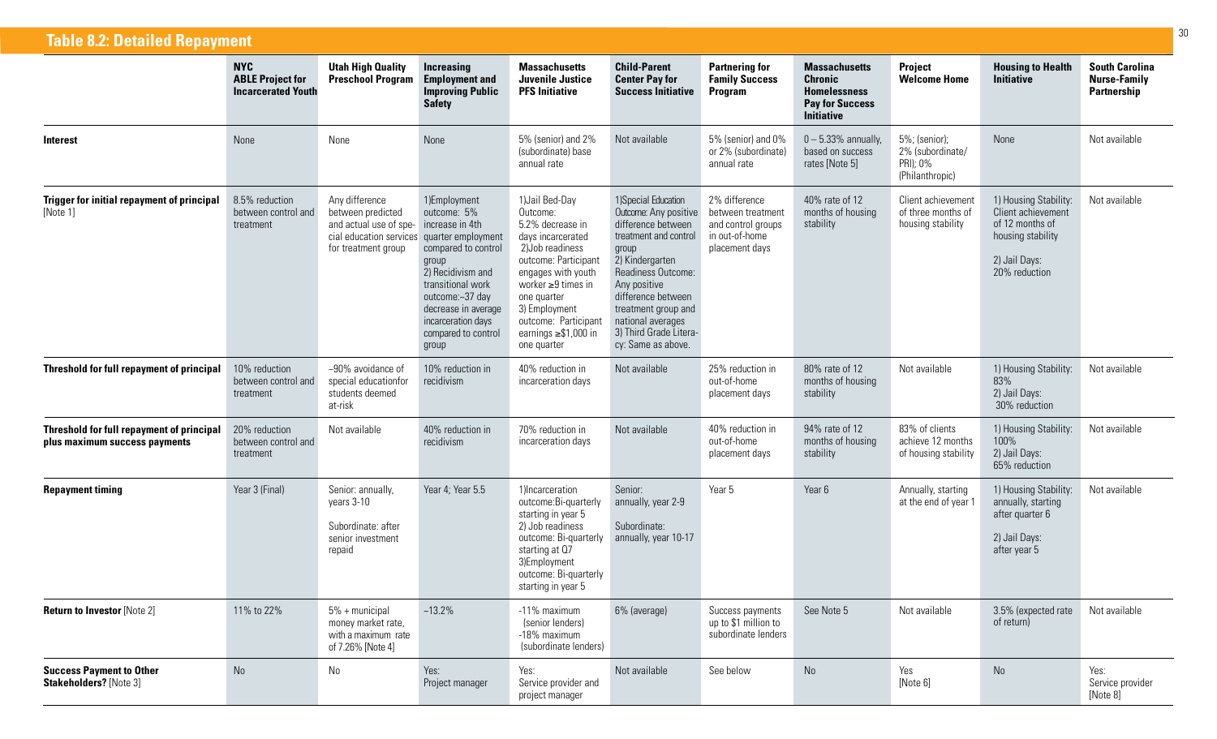## Table 8.2: Detailed Repayment

| | NYC ABLE Project for Incarcerated Youth | Utah High Quality Preschool Program | Increasing Employment and Improving Public Safety | Massachusetts Juvenile Justice PFS Initiative | Child-Parent Center Pay for Success Initiative | Partnering for Family Success Program | Massachusetts Chronic Homelessness Pay for Success Initiative | Project Welcome Home | Housing to Health Initiative | South Carolina Nurse-Family Partnership |
|---|---|---|---|---|---|---|---|---|---|---|
| **Interest** | None | None | None | 5% (senior) and 2% (subordinate) base annual rate | Not available | 5% (senior) and 0% or 2% (subordinate) annual rate | 0 – 5.33% annually, based on success rates [Note 5] | 5%; (senior); 2% (subordinate/ PRI); 0% (Philanthropic) | None | Not available |
| **Trigger for initial repayment of principal** [Note 1] | 8.5% reduction between control and treatment | Any difference between predicted and actual use of special education services for treatment group | 1)Employment outcome: 5% increase in 4th quarter employment compared to control group 2) Recidivism and transitional work outcome:~37 day decrease in average incarceration days compared to control group | 1)Jail Bed-Day Outcome: 5.2% decrease in days incarcerated 2)Job readiness outcome: Participant engages with youth worker ≥9 times in one quarter 3) Employment outcome: Participant earnings ≥$1,000 in one quarter | 1)Special Education Outcome: Any positive difference between treatment and control group 2) Kindergarten Readiness Outcome: Any positive difference between treatment group and national averages 3) Third Grade Literacy: Same as above. | 2% difference between treatment and control groups in out-of-home placement days | 40% rate of 12 months of housing stability | Client achievement of three months of housing stability | 1) Housing Stability: Client achievement of 12 months of housing stability 2) Jail Days: 20% reduction | Not available |
| **Threshold for full repayment of principal** | 10% reduction between control and treatment | ~90% avoidance of special educationfor students deemed at-risk | 10% reduction in recidivism | 40% reduction in incarceration days | Not available | 25% reduction in out-of-home placement days | 80% rate of 12 months of housing stability | Not available | 1) Housing Stability: 83% 2) Jail Days: 30% reduction | Not available |
| **Threshold for full repayment of principal plus maximum success payments** | 20% reduction between control and treatment | Not available | 40% reduction in recidivism | 70% reduction in incarceration days | Not available | 40% reduction in out-of-home placement days | 94% rate of 12 months of housing stability | 83% of clients achieve 12 months of housing stability | 1) Housing Stability: 100% 2) Jail Days: 65% reduction | Not available |
| **Repayment timing** | Year 3 (Final) | Senior: annually, years 3-10 Subordinate: after senior investment repaid | Year 4; Year 5.5 | 1)Incarceration outcome:Bi-quarterly starting in year 5 2) Job readiness outcome: Bi-quarterly starting at Q7 3)Employment outcome: Bi-quarterly starting in year 5 | Senior: annually, year 2-9 Subordinate: annually, year 10-17 | Year 5 | Year 6 | Annually, starting at the end of year 1 | 1) Housing Stability: annually, starting after quarter 6 2) Jail Days: after year 5 | Not available |
| **Return to Investor** [Note 2] | 11% to 22% | 5% + municipal money market rate, with a maximum rate of 7.26% [Note 4] | ~13.2% | ~11% maximum (senior lenders) ~18% maximum (subordinate lenders) | 6% (average) | Success payments up to $1 million to subordinate lenders | See Note 5 | Not available | 3.5% (expected rate of return) | Not available |
| **Success Payment to Other Stakeholders?** [Note 3] | No | No | Yes: Project manager | Yes: Service provider and project manager | Not available | See below | No | Yes [Note 6] | No | Yes: Service provider [Note 8] |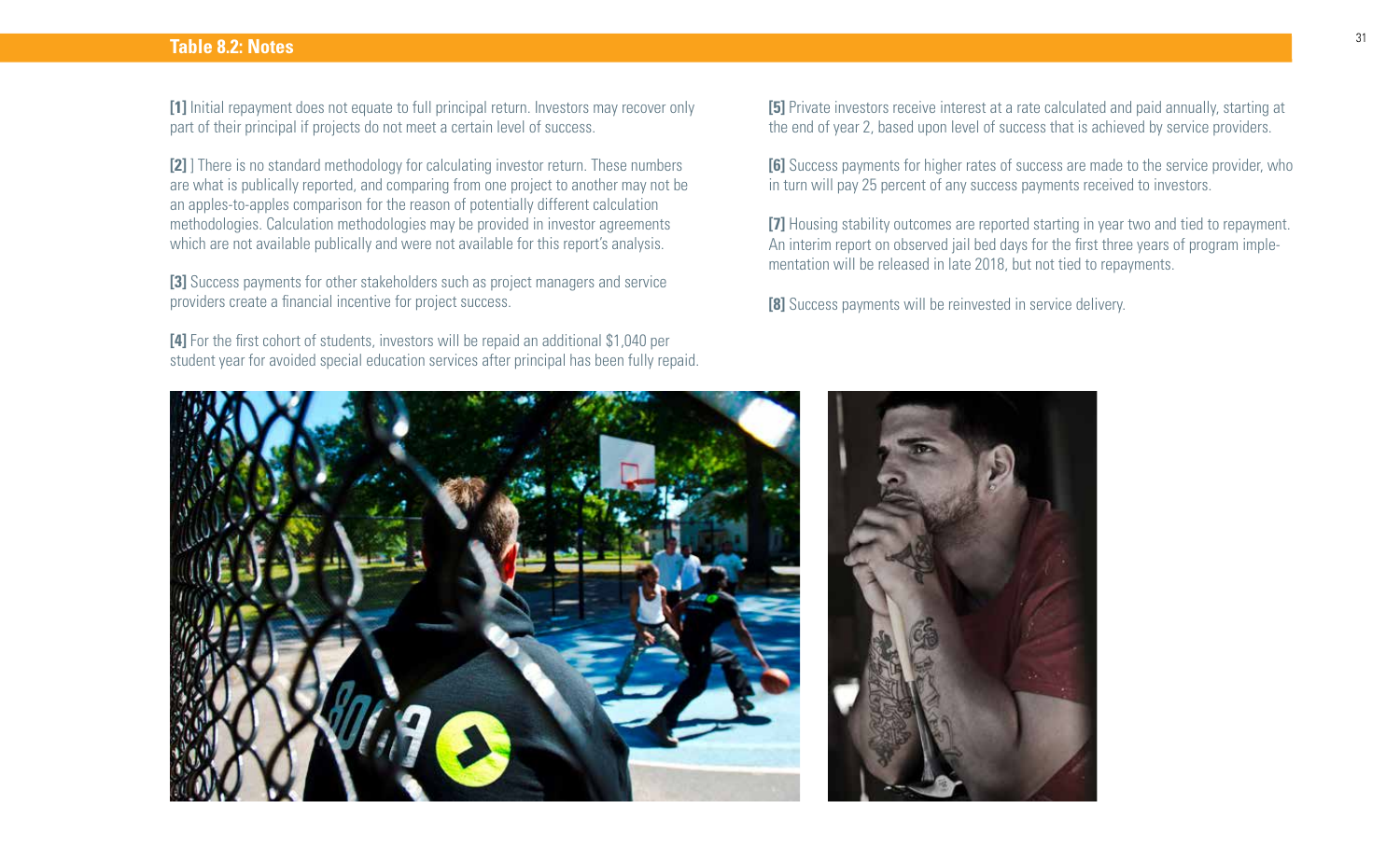## Table 8.2: Notes

**[1]** Initial repayment does not equate to full principal return. Investors may recover only part of their principal if projects do not meet a certain level of success.

**[2]** ] There is no standard methodology for calculating investor return. These numbers are what is publically reported, and comparing from one project to another may not be an apples-to-apples comparison for the reason of potentially different calculation methodologies. Calculation methodologies may be provided in investor agreements which are not available publically and were not available for this report's analysis.

**[3]** Success payments for other stakeholders such as project managers and service providers create a financial incentive for project success.

**[4]** For the first cohort of students, investors will be repaid an additional $1,040 per student year for avoided special education services after principal has been fully repaid.

**[5]** Private investors receive interest at a rate calculated and paid annually, starting at the end of year 2, based upon level of success that is achieved by service providers.

**[6]** Success payments for higher rates of success are made to the service provider, who in turn will pay 25 percent of any success payments received to investors.

**[7]** Housing stability outcomes are reported starting in year two and tied to repayment. An interim report on observed jail bed days for the first three years of program implementation will be released in late 2018, but not tied to repayments.

**[8]** Success payments will be reinvested in service delivery.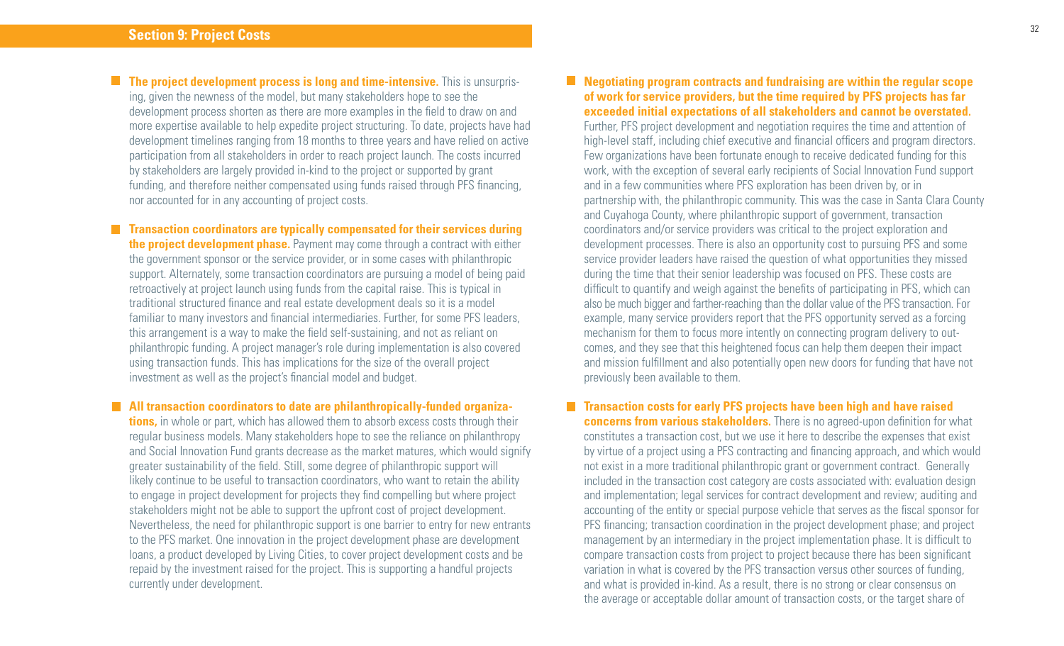## Section 9: Project Costs

- **The project development process is long and time-intensive.** This is unsurprising, given the newness of the model, but many stakeholders hope to see the development process shorten as there are more examples in the field to draw on and more expertise available to help expedite project structuring. To date, projects have had development timelines ranging from 18 months to three years and have relied on active participation from all stakeholders in order to reach project launch. The costs incurred by stakeholders are largely provided in-kind to the project or supported by grant funding, and therefore neither compensated using funds raised through PFS financing, nor accounted for in any accounting of project costs.

- **Transaction coordinators are typically compensated for their services during the project development phase.** Payment may come through a contract with either the government sponsor or the service provider, or in some cases with philanthropic support. Alternately, some transaction coordinators are pursuing a model of being paid retroactively at project launch using funds from the capital raise. This is typical in traditional structured finance and real estate development deals so it is a model familiar to many investors and financial intermediaries. Further, for some PFS leaders, this arrangement is a way to make the field self-sustaining, and not as reliant on philanthropic funding. A project manager's role during implementation is also covered using transaction funds. This has implications for the size of the overall project investment as well as the project's financial model and budget.

- **All transaction coordinators to date are philanthropically-funded organizations,** in whole or part, which has allowed them to absorb excess costs through their regular business models. Many stakeholders hope to see the reliance on philanthropy and Social Innovation Fund grants decrease as the market matures, which would signify greater sustainability of the field. Still, some degree of philanthropic support will likely continue to be useful to transaction coordinators, who want to retain the ability to engage in project development for projects they find compelling but where project stakeholders might not be able to support the upfront cost of project development. Nevertheless, the need for philanthropic support is one barrier to entry for new entrants to the PFS market. One innovation in the project development phase are development loans, a product developed by Living Cities, to cover project development costs and be repaid by the investment raised for the project. This is supporting a handful projects currently under development.

- **Negotiating program contracts and fundraising are within the regular scope of work for service providers, but the time required by PFS projects has far exceeded initial expectations of all stakeholders and cannot be overstated.** Further, PFS project development and negotiation requires the time and attention of high-level staff, including chief executive and financial officers and program directors. Few organizations have been fortunate enough to receive dedicated funding for this work, with the exception of several early recipients of Social Innovation Fund support and in a few communities where PFS exploration has been driven by, or in partnership with, the philanthropic community. This was the case in Santa Clara County and Cuyahoga County, where philanthropic support of government, transaction coordinators and/or service providers was critical to the project exploration and development processes. There is also an opportunity cost to pursuing PFS and some service provider leaders have raised the question of what opportunities they missed during the time that their senior leadership was focused on PFS. These costs are difficult to quantify and weigh against the benefits of participating in PFS, which can also be much bigger and farther-reaching than the dollar value of the PFS transaction. For example, many service providers report that the PFS opportunity served as a forcing mechanism for them to focus more intently on connecting program delivery to outcomes, and they see that this heightened focus can help them deepen their impact and mission fulfillment and also potentially open new doors for funding that have not previously been available to them.

- **Transaction costs for early PFS projects have been high and have raised concerns from various stakeholders.** There is no agreed-upon definition for what constitutes a transaction cost, but we use it here to describe the expenses that exist by virtue of a project using a PFS contracting and financing approach, and which would not exist in a more traditional philanthropic grant or government contract. Generally included in the transaction cost category are costs associated with: evaluation design and implementation; legal services for contract development and review; auditing and accounting of the entity or special purpose vehicle that serves as the fiscal sponsor for PFS financing; transaction coordination in the project development phase; and project management by an intermediary in the project implementation phase. It is difficult to compare transaction costs from project to project because there has been significant variation in what is covered by the PFS transaction versus other sources of funding, and what is provided in-kind. As a result, there is no strong or clear consensus on the average or acceptable dollar amount of transaction costs, or the target share of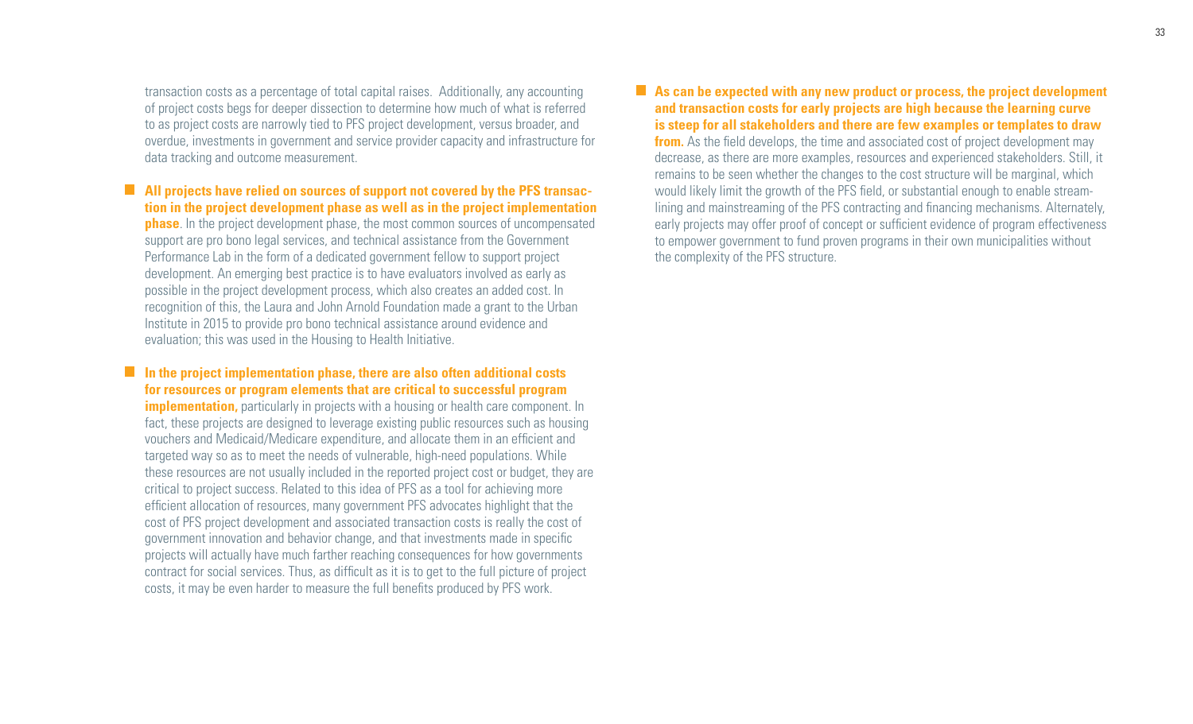transaction costs as a percentage of total capital raises. Additionally, any accounting of project costs begs for deeper dissection to determine how much of what is referred to as project costs are narrowly tied to PFS project development, versus broader, and overdue, investments in government and service provider capacity and infrastructure for data tracking and outcome measurement.

- **All projects have relied on sources of support not covered by the PFS transaction in the project development phase as well as in the project implementation phase.** In the project development phase, the most common sources of uncompensated support are pro bono legal services, and technical assistance from the Government Performance Lab in the form of a dedicated government fellow to support project development. An emerging best practice is to have evaluators involved as early as possible in the project development process, which also creates an added cost. In recognition of this, the Laura and John Arnold Foundation made a grant to the Urban Institute in 2015 to provide pro bono technical assistance around evidence and evaluation; this was used in the Housing to Health Initiative.

- **In the project implementation phase, there are also often additional costs for resources or program elements that are critical to successful program implementation,** particularly in projects with a housing or health care component. In fact, these projects are designed to leverage existing public resources such as housing vouchers and Medicaid/Medicare expenditure, and allocate them in an efficient and targeted way so as to meet the needs of vulnerable, high-need populations. While these resources are not usually included in the reported project cost or budget, they are critical to project success. Related to this idea of PFS as a tool for achieving more efficient allocation of resources, many government PFS advocates highlight that the cost of PFS project development and associated transaction costs is really the cost of government innovation and behavior change, and that investments made in specific projects will actually have much farther reaching consequences for how governments contract for social services. Thus, as difficult as it is to get to the full picture of project costs, it may be even harder to measure the full benefits produced by PFS work.

- **As can be expected with any new product or process, the project development and transaction costs for early projects are high because the learning curve is steep for all stakeholders and there are few examples or templates to draw from.** As the field develops, the time and associated cost of project development may decrease, as there are more examples, resources and experienced stakeholders. Still, it remains to be seen whether the changes to the cost structure will be marginal, which would likely limit the growth of the PFS field, or substantial enough to enable streamlining and mainstreaming of the PFS contracting and financing mechanisms. Alternately, early projects may offer proof of concept or sufficient evidence of program effectiveness to empower government to fund proven programs in their own municipalities without the complexity of the PFS structure.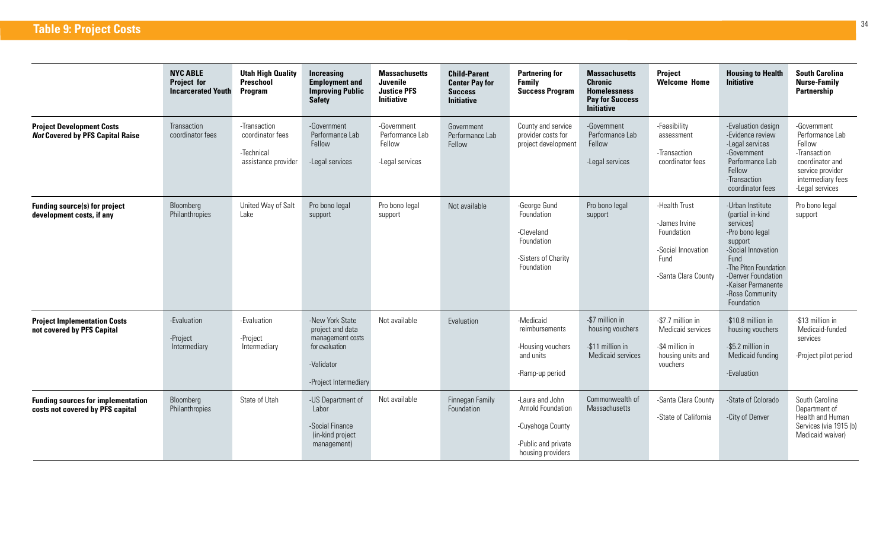## Table 9: Project Costs

| | NYC ABLE Project for Incarcerated Youth | Utah High Quality Preschool Program | Increasing Employment and Improving Public Safety | Massachusetts Juvenile Justice PFS Initiative | Child-Parent Center Pay for Success Initiative | Partnering for Family Success Program | Massachusetts Chronic Homelessness Pay for Success Initiative | Project Welcome Home | Housing to Health Initiative | South Carolina Nurse-Family Partnership |
|---|---|---|---|---|---|---|---|---|---|---|
| **Project Development Costs *Not* Covered by PFS Capital Raise** | Transaction coordinator fees | -Transaction coordinator fees<br>-Technical assistance provider | -Government Performance Lab Fellow<br>-Legal services | -Government Performance Lab Fellow<br>-Legal services | Government Performance Lab Fellow | County and service provider costs for project development | -Government Performance Lab Fellow<br>-Legal services | -Feasibility assessment<br>-Transaction coordinator fees | -Evaluation design<br>-Evidence review<br>-Legal services<br>-Government Performance Lab Fellow<br>-Transaction coordinator fees | -Government Performance Lab Fellow<br>-Transaction coordinator and service provider intermediary fees<br>-Legal services |
| **Funding source(s) for project development costs, if any** | Bloomberg Philanthropies | United Way of Salt Lake | Pro bono legal support | Pro bono legal support | Not available | -George Gund Foundation<br>-Cleveland Foundation<br>-Sisters of Charity Foundation | Pro bono legal support | -Health Trust<br>-James Irvine Foundation<br>-Social Innovation Fund<br>-Santa Clara County | -Urban Institute (partial in-kind services)<br>-Pro bono legal support<br>-Social Innovation Fund<br>-The Piton Foundation<br>-Denver Foundation<br>-Kaiser Permanente<br>-Rose Community Foundation | Pro bono legal support |
| **Project Implementation Costs not covered by PFS Capital** | -Evaluation<br>-Project Intermediary | -Evaluation<br>-Project Intermediary | -New York State project and data management costs for evaluation<br>-Validator<br>-Project Intermediary | Not available | Evaluation | -Medicaid reimbursements<br>-Housing vouchers and units<br>-Ramp-up period | -$7 million in housing vouchers<br>-$11 million in Medicaid services | -$7.7 million in Medicaid services<br>-$4 million in housing units and vouchers | -$10.8 million in housing vouchers<br>-$5.2 million in Medicaid funding<br>-Evaluation | -$13 million in Medicaid-funded services<br>-Project pilot period |
| **Funding sources for implementation costs not covered by PFS capital** | Bloomberg Philanthropies | State of Utah | -US Department of Labor<br>-Social Finance (in-kind project management) | Not available | Finnegan Family Foundation | -Laura and John Arnold Foundation<br>-Cuyahoga County<br>-Public and private housing providers | Commonwealth of Massachusetts | -Santa Clara County<br>-State of California | -State of Colorado<br>-City of Denver | South Carolina Department of Health and Human Services (via 1915 (b) Medicaid waiver) |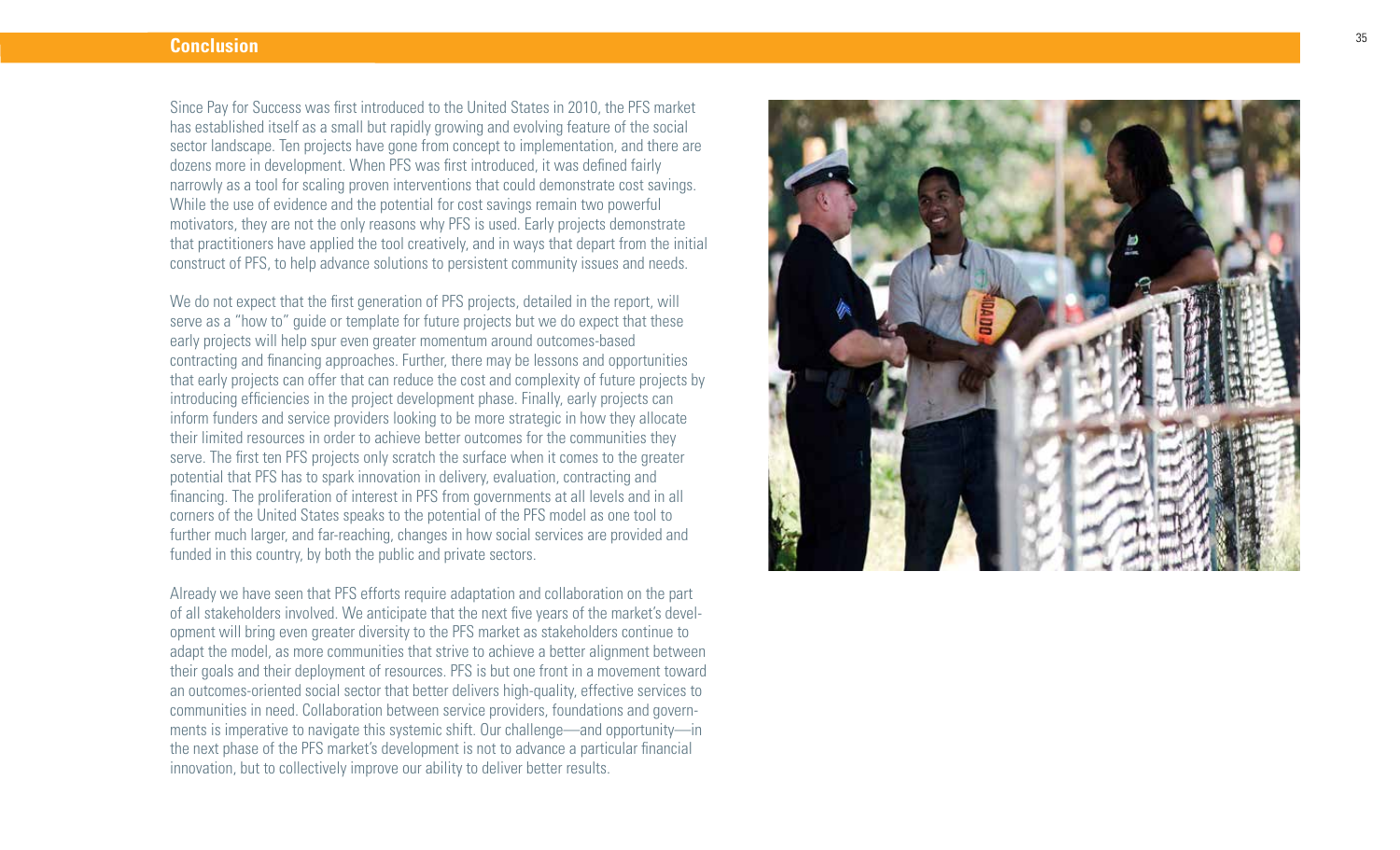# Conclusion

Since Pay for Success was first introduced to the United States in 2010, the PFS market has established itself as a small but rapidly growing and evolving feature of the social sector landscape. Ten projects have gone from concept to implementation, and there are dozens more in development. When PFS was first introduced, it was defined fairly narrowly as a tool for scaling proven interventions that could demonstrate cost savings. While the use of evidence and the potential for cost savings remain two powerful motivators, they are not the only reasons why PFS is used. Early projects demonstrate that practitioners have applied the tool creatively, and in ways that depart from the initial construct of PFS, to help advance solutions to persistent community issues and needs.

We do not expect that the first generation of PFS projects, detailed in the report, will serve as a "how to" guide or template for future projects but we do expect that these early projects will help spur even greater momentum around outcomes-based contracting and financing approaches. Further, there may be lessons and opportunities that early projects can offer that can reduce the cost and complexity of future projects by introducing efficiencies in the project development phase. Finally, early projects can inform funders and service providers looking to be more strategic in how they allocate their limited resources in order to achieve better outcomes for the communities they serve. The first ten PFS projects only scratch the surface when it comes to the greater potential that PFS has to spark innovation in delivery, evaluation, contracting and financing. The proliferation of interest in PFS from governments at all levels and in all corners of the United States speaks to the potential of the PFS model as one tool to further much larger, and far-reaching, changes in how social services are provided and funded in this country, by both the public and private sectors.

Already we have seen that PFS efforts require adaptation and collaboration on the part of all stakeholders involved. We anticipate that the next five years of the market's development will bring even greater diversity to the PFS market as stakeholders continue to adapt the model, as more communities that strive to achieve a better alignment between their goals and their deployment of resources. PFS is but one front in a movement toward an outcomes-oriented social sector that better delivers high-quality, effective services to communities in need. Collaboration between service providers, foundations and governments is imperative to navigate this systemic shift. Our challenge—and opportunity—in the next phase of the PFS market's development is not to advance a particular financial innovation, but to collectively improve our ability to deliver better results.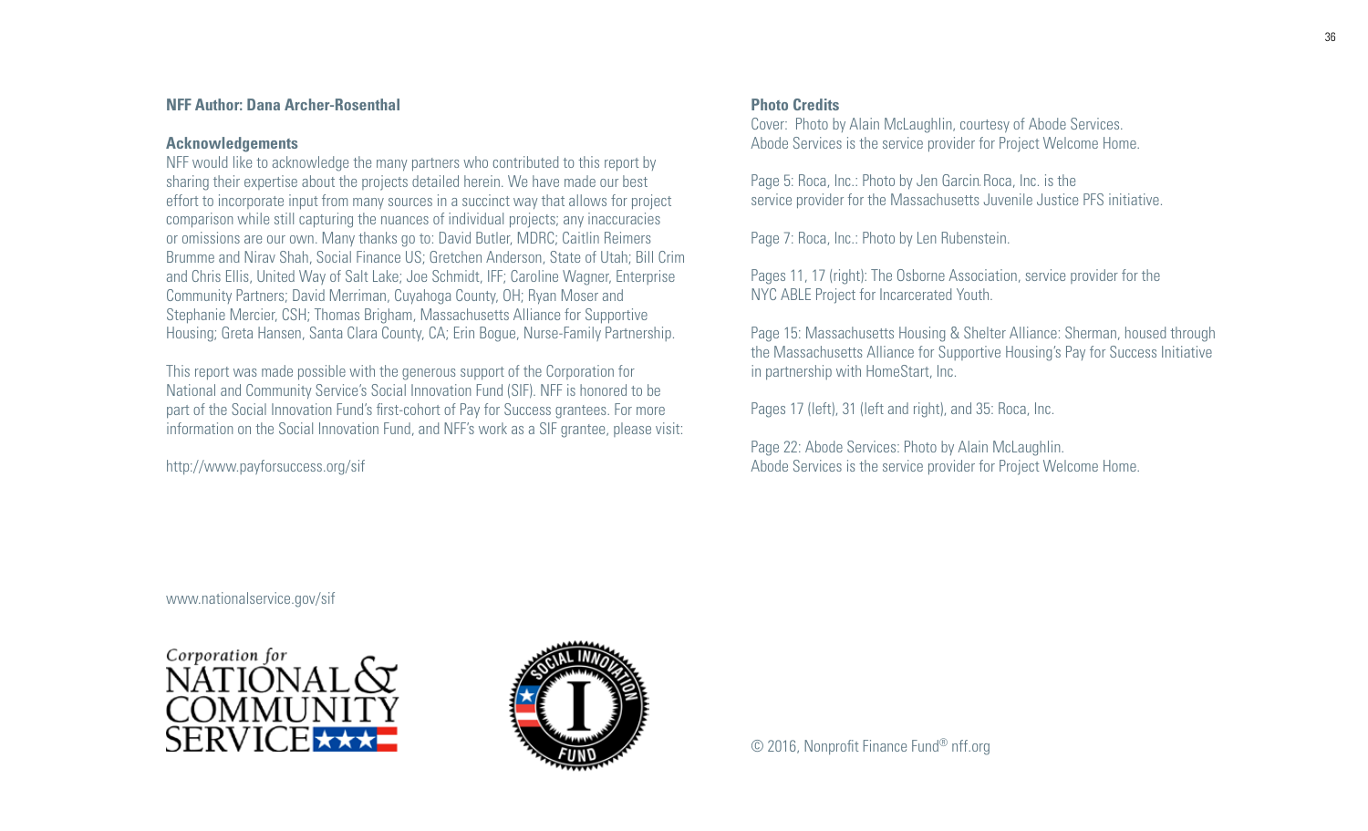**NFF Author: Dana Archer-Rosenthal**

**Acknowledgements**

NFF would like to acknowledge the many partners who contributed to this report by sharing their expertise about the projects detailed herein. We have made our best effort to incorporate input from many sources in a succinct way that allows for project comparison while still capturing the nuances of individual projects; any inaccuracies or omissions are our own. Many thanks go to: David Butler, MDRC; Caitlin Reimers Brumme and Nirav Shah, Social Finance US; Gretchen Anderson, State of Utah; Bill Crim and Chris Ellis, United Way of Salt Lake; Joe Schmidt, IFF; Caroline Wagner, Enterprise Community Partners; David Merriman, Cuyahoga County, OH; Ryan Moser and Stephanie Mercier, CSH; Thomas Brigham, Massachusetts Alliance for Supportive Housing; Greta Hansen, Santa Clara County, CA; Erin Bogue, Nurse-Family Partnership.

This report was made possible with the generous support of the Corporation for National and Community Service's Social Innovation Fund (SIF). NFF is honored to be part of the Social Innovation Fund's first-cohort of Pay for Success grantees. For more information on the Social Innovation Fund, and NFF's work as a SIF grantee, please visit:

http://www.payforsuccess.org/sif

**Photo Credits**

Cover: Photo by Alain McLaughlin, courtesy of Abode Services. Abode Services is the service provider for Project Welcome Home.

Page 5: Roca, Inc.: Photo by Jen Garcin. Roca, Inc. is the service provider for the Massachusetts Juvenile Justice PFS initiative.

Page 7: Roca, Inc.: Photo by Len Rubenstein.

Pages 11, 17 (right): The Osborne Association, service provider for the NYC ABLE Project for Incarcerated Youth.

Page 15: Massachusetts Housing & Shelter Alliance: Sherman, housed through the Massachusetts Alliance for Supportive Housing's Pay for Success Initiative in partnership with HomeStart, Inc.

Pages 17 (left), 31 (left and right), and 35: Roca, Inc.

Page 22: Abode Services: Photo by Alain McLaughlin. Abode Services is the service provider for Project Welcome Home.

www.nationalservice.gov/sif

Corporation for NATIONAL & COMMUNITY SERVICE

SOCIAL INNOVATION FUND

© 2016, Nonprofit Finance Fund® nff.org